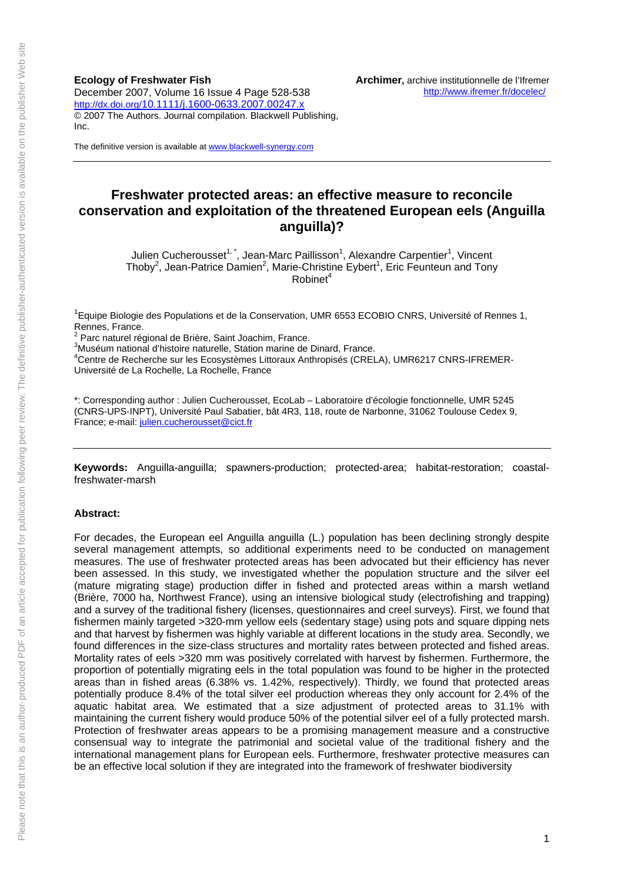**Ecology of Freshwater Fish**
December 2007, Volume 16 Issue 4 Page 528-538
http://dx.doi.org/10.1111/j.1600-0633.2007.00247.x
© 2007 The Authors. Journal compilation. Blackwell Publishing, Inc.

The definitive version is available at www.blackwell-synergy.com

**Archimer,** archive institutionnelle de l'Ifremer
http://www.ifremer.fr/docelec/

# Freshwater protected areas: an effective measure to reconcile conservation and exploitation of the threatened European eels (Anguilla anguilla)?

Julien Cucherousset[1,*], Jean-Marc Paillisson[1], Alexandre Carpentier[1], Vincent Thoby[2], Jean-Patrice Damien[2], Marie-Christine Eybert[1], Eric Feunteun and Tony Robinet[4]

[1]Equipe Biologie des Populations et de la Conservation, UMR 6553 ECOBIO CNRS, Université of Rennes 1, Rennes, France.
[2] Parc naturel régional de Brière, Saint Joachim, France.
[3]Muséum national d'histoire naturelle, Station marine de Dinard, France.
[4]Centre de Recherche sur les Ecosystèmes Littoraux Anthropisés (CRELA), UMR6217 CNRS-IFREMER-Université de La Rochelle, La Rochelle, France

*: Corresponding author : Julien Cucherousset, EcoLab – Laboratoire d'écologie fonctionnelle, UMR 5245 (CNRS-UPS-INPT), Université Paul Sabatier, bât 4R3, 118, route de Narbonne, 31062 Toulouse Cedex 9, France; e-mail: julien.cucherousset@cict.fr

**Keywords:** Anguilla-anguilla; spawners-production; protected-area; habitat-restoration; coastal-freshwater-marsh

**Abstract:**

For decades, the European eel Anguilla anguilla (L.) population has been declining strongly despite several management attempts, so additional experiments need to be conducted on management measures. The use of freshwater protected areas has been advocated but their efficiency has never been assessed. In this study, we investigated whether the population structure and the silver eel (mature migrating stage) production differ in fished and protected areas within a marsh wetland (Brière, 7000 ha, Northwest France), using an intensive biological study (electrofishing and trapping) and a survey of the traditional fishery (licenses, questionnaires and creel surveys). First, we found that fishermen mainly targeted >320-mm yellow eels (sedentary stage) using pots and square dipping nets and that harvest by fishermen was highly variable at different locations in the study area. Secondly, we found differences in the size-class structures and mortality rates between protected and fished areas. Mortality rates of eels >320 mm was positively correlated with harvest by fishermen. Furthermore, the proportion of potentially migrating eels in the total population was found to be higher in the protected areas than in fished areas (6.38% vs. 1.42%, respectively). Thirdly, we found that protected areas potentially produce 8.4% of the total silver eel production whereas they only account for 2.4% of the aquatic habitat area. We estimated that a size adjustment of protected areas to 31.1% with maintaining the current fishery would produce 50% of the potential silver eel of a fully protected marsh. Protection of freshwater areas appears to be a promising management measure and a constructive consensual way to integrate the patrimonial and societal value of the traditional fishery and the international management plans for European eels. Furthermore, freshwater protective measures can be an effective local solution if they are integrated into the framework of freshwater biodiversity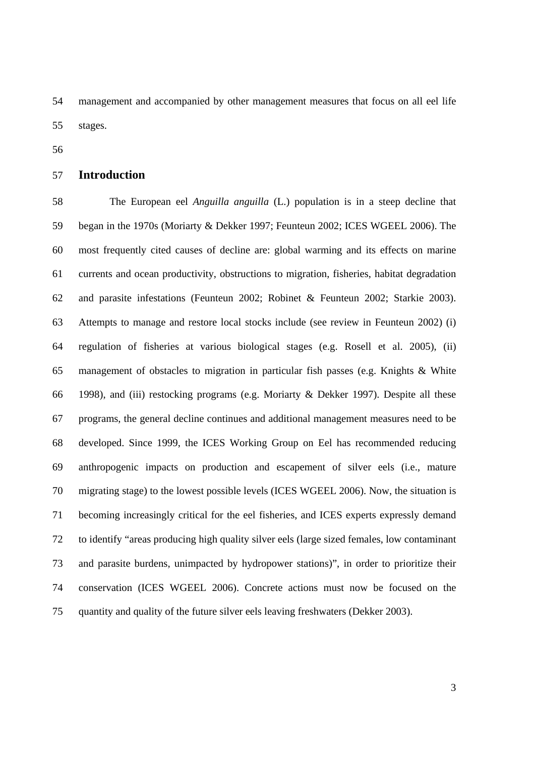management and accompanied by other management measures that focus on all eel life stages.

## Introduction

The European eel *Anguilla anguilla* (L.) population is in a steep decline that began in the 1970s (Moriarty & Dekker 1997; Feunteun 2002; ICES WGEEL 2006). The most frequently cited causes of decline are: global warming and its effects on marine currents and ocean productivity, obstructions to migration, fisheries, habitat degradation and parasite infestations (Feunteun 2002; Robinet & Feunteun 2002; Starkie 2003). Attempts to manage and restore local stocks include (see review in Feunteun 2002) (i) regulation of fisheries at various biological stages (e.g. Rosell et al. 2005), (ii) management of obstacles to migration in particular fish passes (e.g. Knights & White 1998), and (iii) restocking programs (e.g. Moriarty & Dekker 1997). Despite all these programs, the general decline continues and additional management measures need to be developed. Since 1999, the ICES Working Group on Eel has recommended reducing anthropogenic impacts on production and escapement of silver eels (i.e., mature migrating stage) to the lowest possible levels (ICES WGEEL 2006). Now, the situation is becoming increasingly critical for the eel fisheries, and ICES experts expressly demand to identify "areas producing high quality silver eels (large sized females, low contaminant and parasite burdens, unimpacted by hydropower stations)", in order to prioritize their conservation (ICES WGEEL 2006). Concrete actions must now be focused on the quantity and quality of the future silver eels leaving freshwaters (Dekker 2003).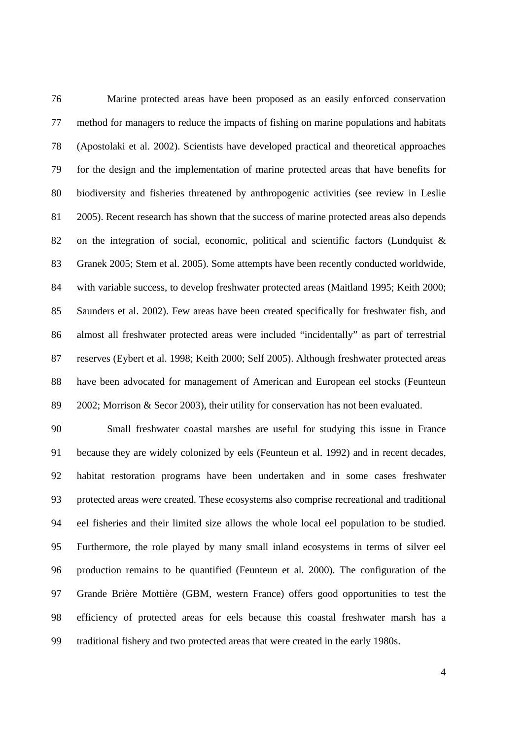Marine protected areas have been proposed as an easily enforced conservation method for managers to reduce the impacts of fishing on marine populations and habitats (Apostolaki et al. 2002). Scientists have developed practical and theoretical approaches for the design and the implementation of marine protected areas that have benefits for biodiversity and fisheries threatened by anthropogenic activities (see review in Leslie 2005). Recent research has shown that the success of marine protected areas also depends on the integration of social, economic, political and scientific factors (Lundquist & Granek 2005; Stem et al. 2005). Some attempts have been recently conducted worldwide, with variable success, to develop freshwater protected areas (Maitland 1995; Keith 2000; Saunders et al. 2002). Few areas have been created specifically for freshwater fish, and almost all freshwater protected areas were included "incidentally" as part of terrestrial reserves (Eybert et al. 1998; Keith 2000; Self 2005). Although freshwater protected areas have been advocated for management of American and European eel stocks (Feunteun 2002; Morrison & Secor 2003), their utility for conservation has not been evaluated.

Small freshwater coastal marshes are useful for studying this issue in France because they are widely colonized by eels (Feunteun et al. 1992) and in recent decades, habitat restoration programs have been undertaken and in some cases freshwater protected areas were created. These ecosystems also comprise recreational and traditional eel fisheries and their limited size allows the whole local eel population to be studied. Furthermore, the role played by many small inland ecosystems in terms of silver eel production remains to be quantified (Feunteun et al. 2000). The configuration of the Grande Brière Mottière (GBM, western France) offers good opportunities to test the efficiency of protected areas for eels because this coastal freshwater marsh has a traditional fishery and two protected areas that were created in the early 1980s.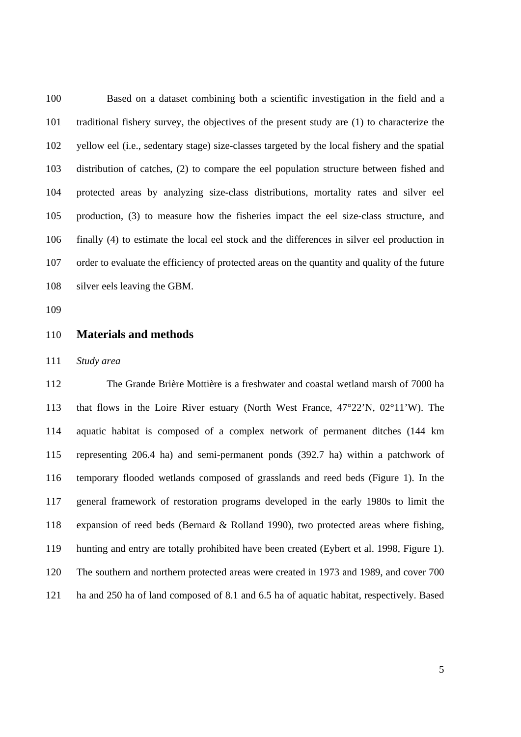Based on a dataset combining both a scientific investigation in the field and a traditional fishery survey, the objectives of the present study are (1) to characterize the yellow eel (i.e., sedentary stage) size-classes targeted by the local fishery and the spatial distribution of catches, (2) to compare the eel population structure between fished and protected areas by analyzing size-class distributions, mortality rates and silver eel production, (3) to measure how the fisheries impact the eel size-class structure, and finally (4) to estimate the local eel stock and the differences in silver eel production in order to evaluate the efficiency of protected areas on the quantity and quality of the future silver eels leaving the GBM.

## Materials and methods

*Study area*

The Grande Brière Mottière is a freshwater and coastal wetland marsh of 7000 ha that flows in the Loire River estuary (North West France, 47°22'N, 02°11'W). The aquatic habitat is composed of a complex network of permanent ditches (144 km representing 206.4 ha) and semi-permanent ponds (392.7 ha) within a patchwork of temporary flooded wetlands composed of grasslands and reed beds (Figure 1). In the general framework of restoration programs developed in the early 1980s to limit the expansion of reed beds (Bernard & Rolland 1990), two protected areas where fishing, hunting and entry are totally prohibited have been created (Eybert et al. 1998, Figure 1). The southern and northern protected areas were created in 1973 and 1989, and cover 700 ha and 250 ha of land composed of 8.1 and 6.5 ha of aquatic habitat, respectively. Based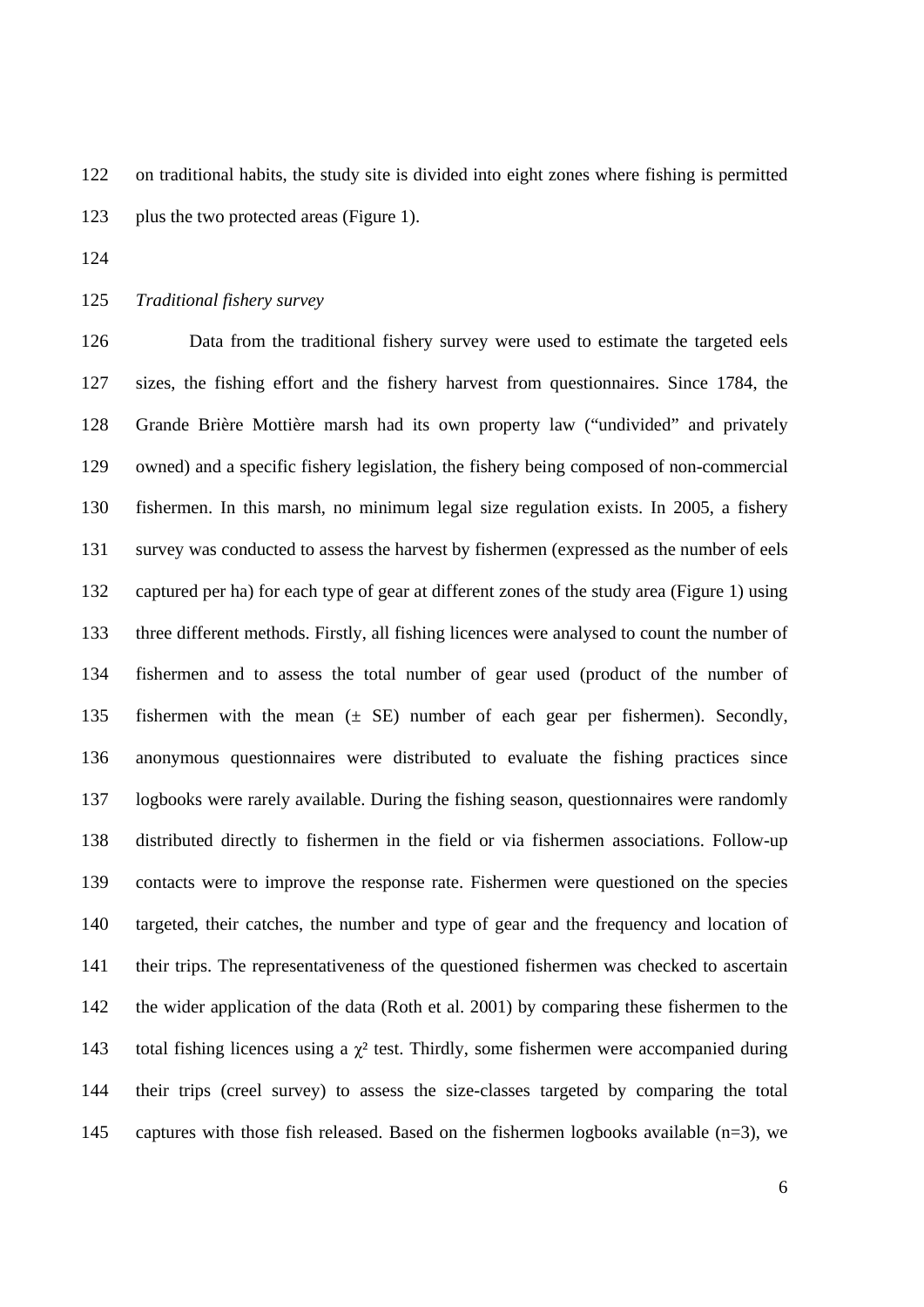on traditional habits, the study site is divided into eight zones where fishing is permitted plus the two protected areas (Figure 1).

*Traditional fishery survey*

Data from the traditional fishery survey were used to estimate the targeted eels sizes, the fishing effort and the fishery harvest from questionnaires. Since 1784, the Grande Brière Mottière marsh had its own property law ("undivided" and privately owned) and a specific fishery legislation, the fishery being composed of non-commercial fishermen. In this marsh, no minimum legal size regulation exists. In 2005, a fishery survey was conducted to assess the harvest by fishermen (expressed as the number of eels captured per ha) for each type of gear at different zones of the study area (Figure 1) using three different methods. Firstly, all fishing licences were analysed to count the number of fishermen and to assess the total number of gear used (product of the number of fishermen with the mean (± SE) number of each gear per fishermen). Secondly, anonymous questionnaires were distributed to evaluate the fishing practices since logbooks were rarely available. During the fishing season, questionnaires were randomly distributed directly to fishermen in the field or via fishermen associations. Follow-up contacts were to improve the response rate. Fishermen were questioned on the species targeted, their catches, the number and type of gear and the frequency and location of their trips. The representativeness of the questioned fishermen was checked to ascertain the wider application of the data (Roth et al. 2001) by comparing these fishermen to the total fishing licences using a $\chi^2$ test. Thirdly, some fishermen were accompanied during their trips (creel survey) to assess the size-classes targeted by comparing the total captures with those fish released. Based on the fishermen logbooks available (n=3), we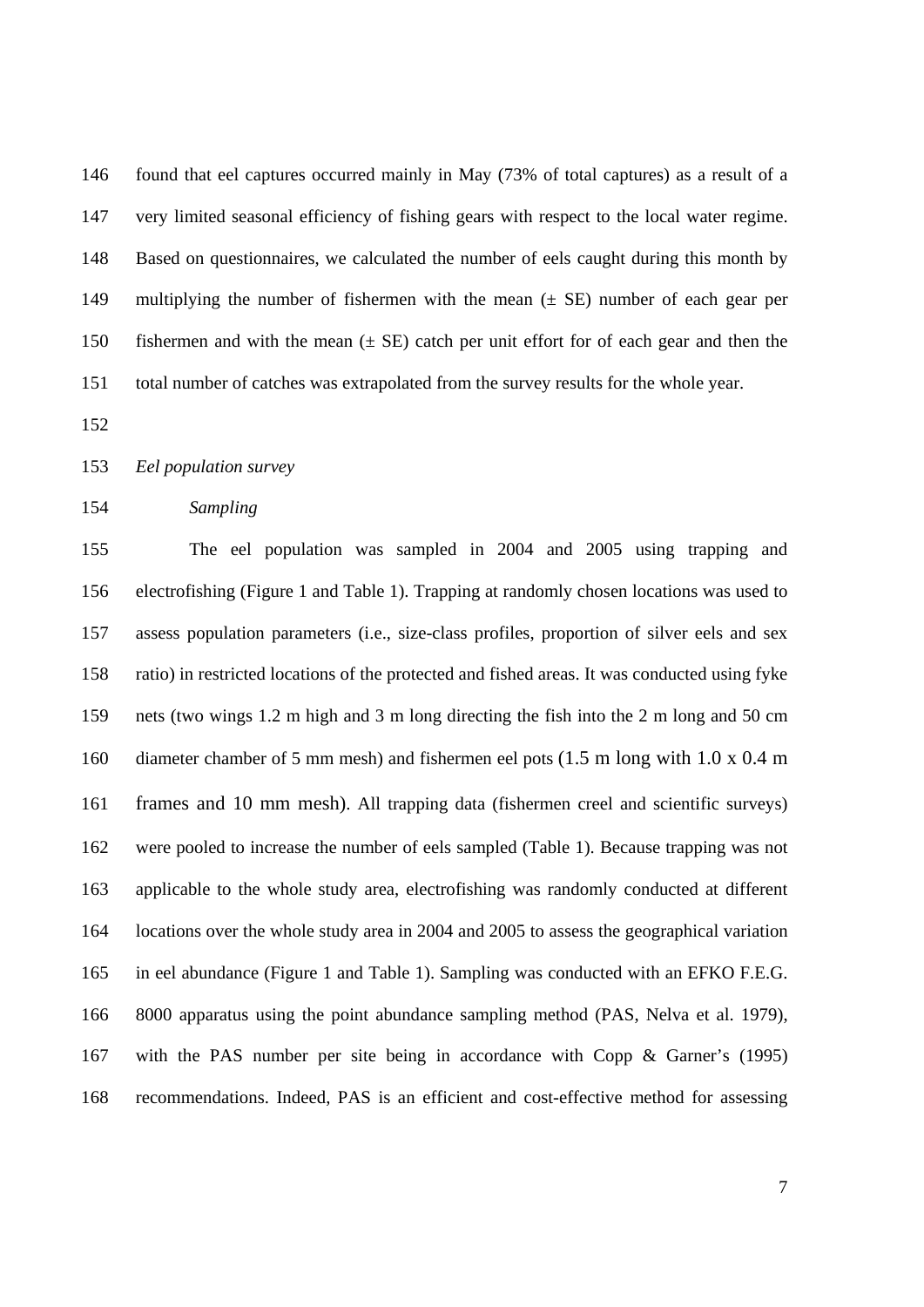found that eel captures occurred mainly in May (73% of total captures) as a result of a very limited seasonal efficiency of fishing gears with respect to the local water regime. Based on questionnaires, we calculated the number of eels caught during this month by multiplying the number of fishermen with the mean (± SE) number of each gear per fishermen and with the mean (± SE) catch per unit effort for of each gear and then the total number of catches was extrapolated from the survey results for the whole year.

*Eel population survey*

*Sampling*

The eel population was sampled in 2004 and 2005 using trapping and electrofishing (Figure 1 and Table 1). Trapping at randomly chosen locations was used to assess population parameters (i.e., size-class profiles, proportion of silver eels and sex ratio) in restricted locations of the protected and fished areas. It was conducted using fyke nets (two wings 1.2 m high and 3 m long directing the fish into the 2 m long and 50 cm diameter chamber of 5 mm mesh) and fishermen eel pots (1.5 m long with 1.0 x 0.4 m frames and 10 mm mesh). All trapping data (fishermen creel and scientific surveys) were pooled to increase the number of eels sampled (Table 1). Because trapping was not applicable to the whole study area, electrofishing was randomly conducted at different locations over the whole study area in 2004 and 2005 to assess the geographical variation in eel abundance (Figure 1 and Table 1). Sampling was conducted with an EFKO F.E.G. 8000 apparatus using the point abundance sampling method (PAS, Nelva et al. 1979), with the PAS number per site being in accordance with Copp & Garner's (1995) recommendations. Indeed, PAS is an efficient and cost-effective method for assessing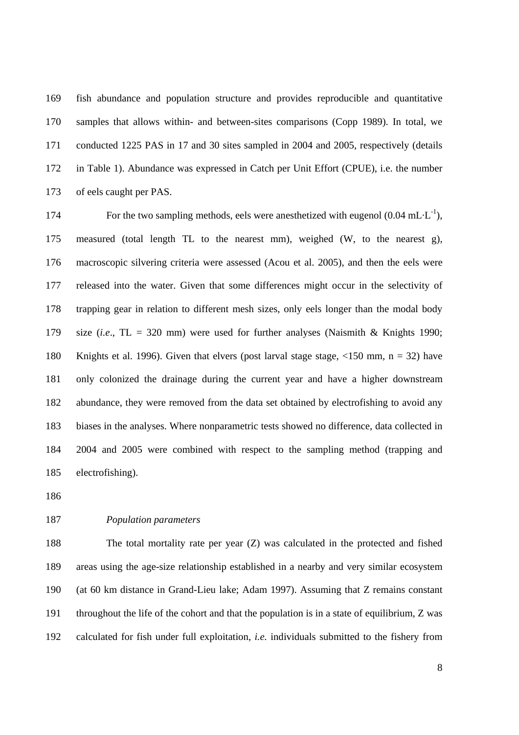fish abundance and population structure and provides reproducible and quantitative samples that allows within- and between-sites comparisons (Copp 1989). In total, we conducted 1225 PAS in 17 and 30 sites sampled in 2004 and 2005, respectively (details in Table 1). Abundance was expressed in Catch per Unit Effort (CPUE), i.e. the number of eels caught per PAS.

For the two sampling methods, eels were anesthetized with eugenol (0.04 $mL \cdot L^{-1}$), measured (total length TL to the nearest mm), weighed (W, to the nearest g), macroscopic silvering criteria were assessed (Acou et al. 2005), and then the eels were released into the water. Given that some differences might occur in the selectivity of trapping gear in relation to different mesh sizes, only eels longer than the modal body size (*i.e*., TL = 320 mm) were used for further analyses (Naismith & Knights 1990; Knights et al. 1996). Given that elvers (post larval stage stage, <150 mm, n = 32) have only colonized the drainage during the current year and have a higher downstream abundance, they were removed from the data set obtained by electrofishing to avoid any biases in the analyses. Where nonparametric tests showed no difference, data collected in 2004 and 2005 were combined with respect to the sampling method (trapping and electrofishing).

### *Population parameters*

The total mortality rate per year (Z) was calculated in the protected and fished areas using the age-size relationship established in a nearby and very similar ecosystem (at 60 km distance in Grand-Lieu lake; Adam 1997). Assuming that Z remains constant throughout the life of the cohort and that the population is in a state of equilibrium, Z was calculated for fish under full exploitation, *i.e.* individuals submitted to the fishery from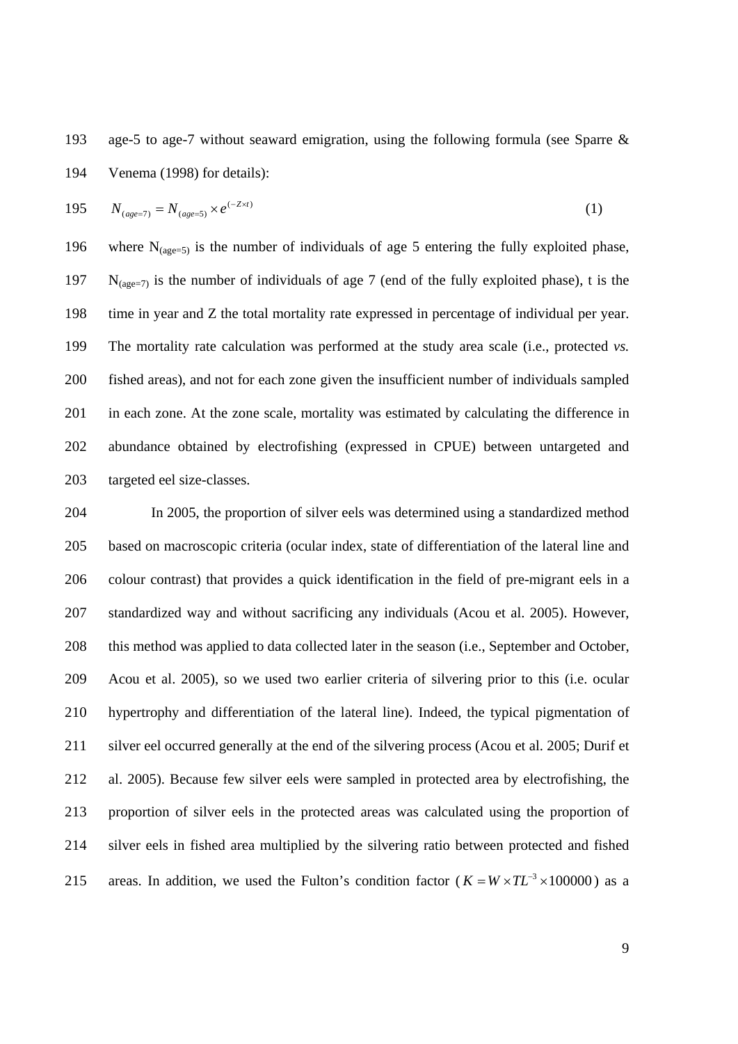age-5 to age-7 without seaward emigration, using the following formula (see Sparre & Venema (1998) for details):

$$N_{(age=7)} = N_{(age=5)} \times e^{(-Z \times t)} \quad (1)$$

where $N_{(age=5)}$ is the number of individuals of age 5 entering the fully exploited phase, $N_{(age=7)}$ is the number of individuals of age 7 (end of the fully exploited phase), t is the time in year and Z the total mortality rate expressed in percentage of individual per year. The mortality rate calculation was performed at the study area scale (i.e., protected *vs.* fished areas), and not for each zone given the insufficient number of individuals sampled in each zone. At the zone scale, mortality was estimated by calculating the difference in abundance obtained by electrofishing (expressed in CPUE) between untargeted and targeted eel size-classes.

In 2005, the proportion of silver eels was determined using a standardized method based on macroscopic criteria (ocular index, state of differentiation of the lateral line and colour contrast) that provides a quick identification in the field of pre-migrant eels in a standardized way and without sacrificing any individuals (Acou et al. 2005). However, this method was applied to data collected later in the season (i.e., September and October, Acou et al. 2005), so we used two earlier criteria of silvering prior to this (i.e. ocular hypertrophy and differentiation of the lateral line). Indeed, the typical pigmentation of silver eel occurred generally at the end of the silvering process (Acou et al. 2005; Durif et al. 2005). Because few silver eels were sampled in protected area by electrofishing, the proportion of silver eels in the protected areas was calculated using the proportion of silver eels in fished area multiplied by the silvering ratio between protected and fished areas. In addition, we used the Fulton's condition factor ($K = W \times TL^{-3} \times 100000$) as a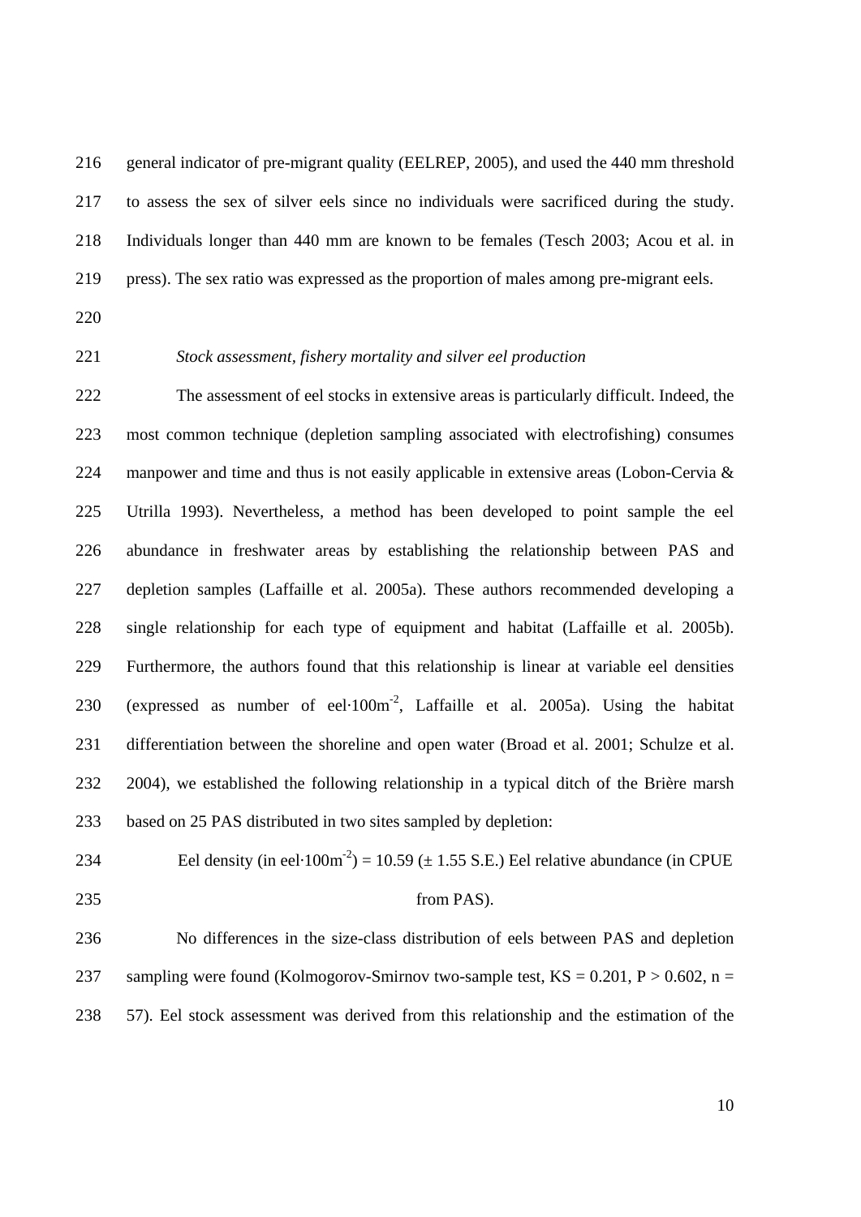general indicator of pre-migrant quality (EELREP, 2005), and used the 440 mm threshold to assess the sex of silver eels since no individuals were sacrificed during the study. Individuals longer than 440 mm are known to be females (Tesch 2003; Acou et al. in press). The sex ratio was expressed as the proportion of males among pre-migrant eels.

*Stock assessment, fishery mortality and silver eel production*

The assessment of eel stocks in extensive areas is particularly difficult. Indeed, the most common technique (depletion sampling associated with electrofishing) consumes manpower and time and thus is not easily applicable in extensive areas (Lobon-Cervia & Utrilla 1993). Nevertheless, a method has been developed to point sample the eel abundance in freshwater areas by establishing the relationship between PAS and depletion samples (Laffaille et al. 2005a). These authors recommended developing a single relationship for each type of equipment and habitat (Laffaille et al. 2005b). Furthermore, the authors found that this relationship is linear at variable eel densities (expressed as number of eel·100m$^{-2}$, Laffaille et al. 2005a). Using the habitat differentiation between the shoreline and open water (Broad et al. 2001; Schulze et al. 2004), we established the following relationship in a typical ditch of the Brière marsh based on 25 PAS distributed in two sites sampled by depletion:

$$\text{Eel density (in eel}\cdot 100\text{m}^{-2}) = 10.59\ (\pm 1.55\ \text{S.E.})\ \text{Eel relative abundance (in CPUE from PAS)}.$$

No differences in the size-class distribution of eels between PAS and depletion sampling were found (Kolmogorov-Smirnov two-sample test, $KS = 0.201$, $P > 0.602$, $n = 57$). Eel stock assessment was derived from this relationship and the estimation of the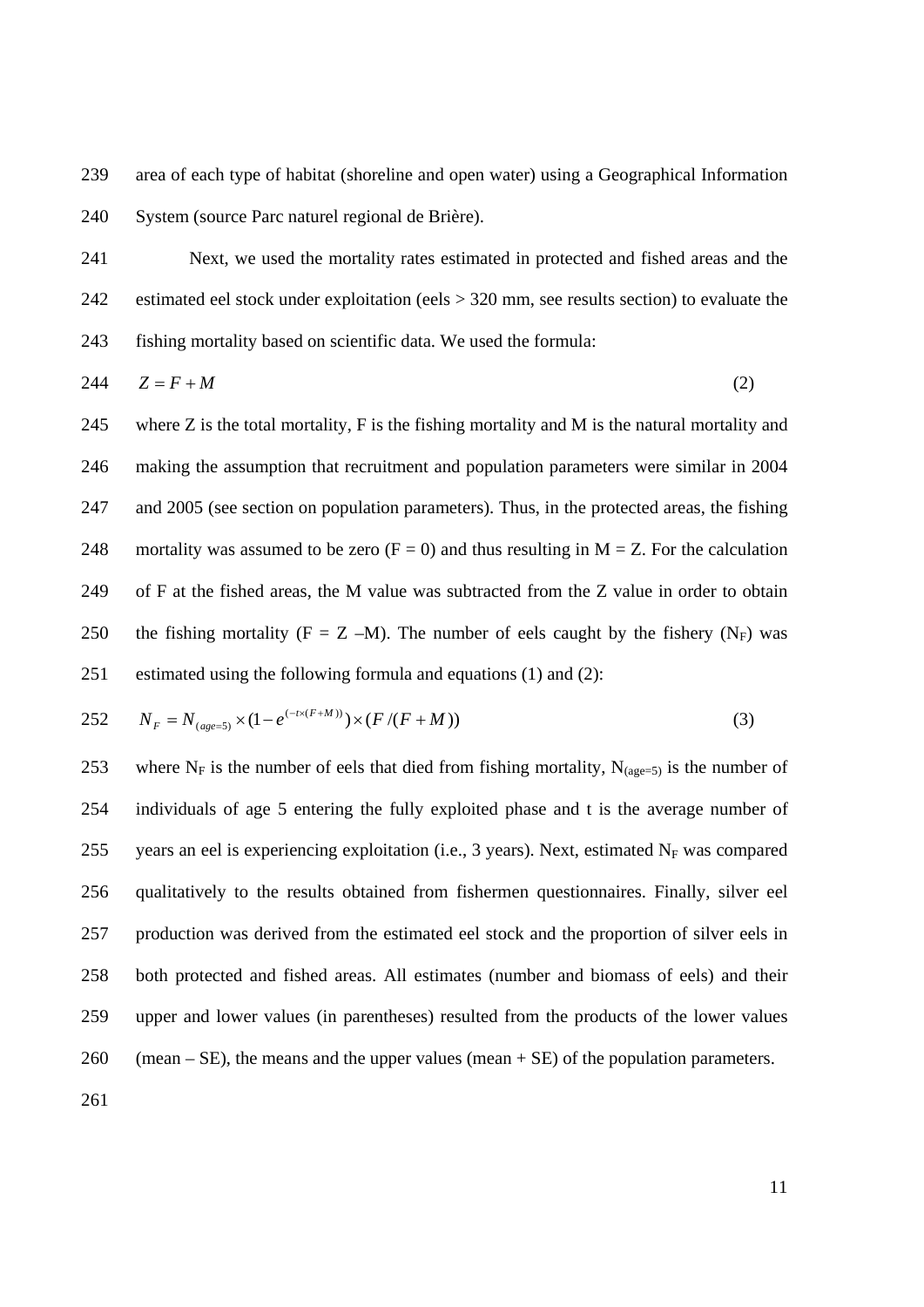area of each type of habitat (shoreline and open water) using a Geographical Information System (source Parc naturel regional de Brière).

Next, we used the mortality rates estimated in protected and fished areas and the estimated eel stock under exploitation (eels > 320 mm, see results section) to evaluate the fishing mortality based on scientific data. We used the formula:

$$Z = F + M \tag{2}$$

where Z is the total mortality, F is the fishing mortality and M is the natural mortality and making the assumption that recruitment and population parameters were similar in 2004 and 2005 (see section on population parameters). Thus, in the protected areas, the fishing mortality was assumed to be zero ($F = 0$) and thus resulting in $M = Z$. For the calculation of F at the fished areas, the M value was subtracted from the Z value in order to obtain the fishing mortality ($F = Z - M$). The number of eels caught by the fishery ($N_F$) was estimated using the following formula and equations (1) and (2):

$$N_F = N_{(age=5)} \times (1 - e^{(-t \times (F+M))}) \times (F/(F+M)) \tag{3}$$

where $N_F$ is the number of eels that died from fishing mortality, $N_{(age=5)}$ is the number of individuals of age 5 entering the fully exploited phase and t is the average number of years an eel is experiencing exploitation (i.e., 3 years). Next, estimated $N_F$ was compared qualitatively to the results obtained from fishermen questionnaires. Finally, silver eel production was derived from the estimated eel stock and the proportion of silver eels in both protected and fished areas. All estimates (number and biomass of eels) and their upper and lower values (in parentheses) resulted from the products of the lower values (mean – SE), the means and the upper values (mean + SE) of the population parameters.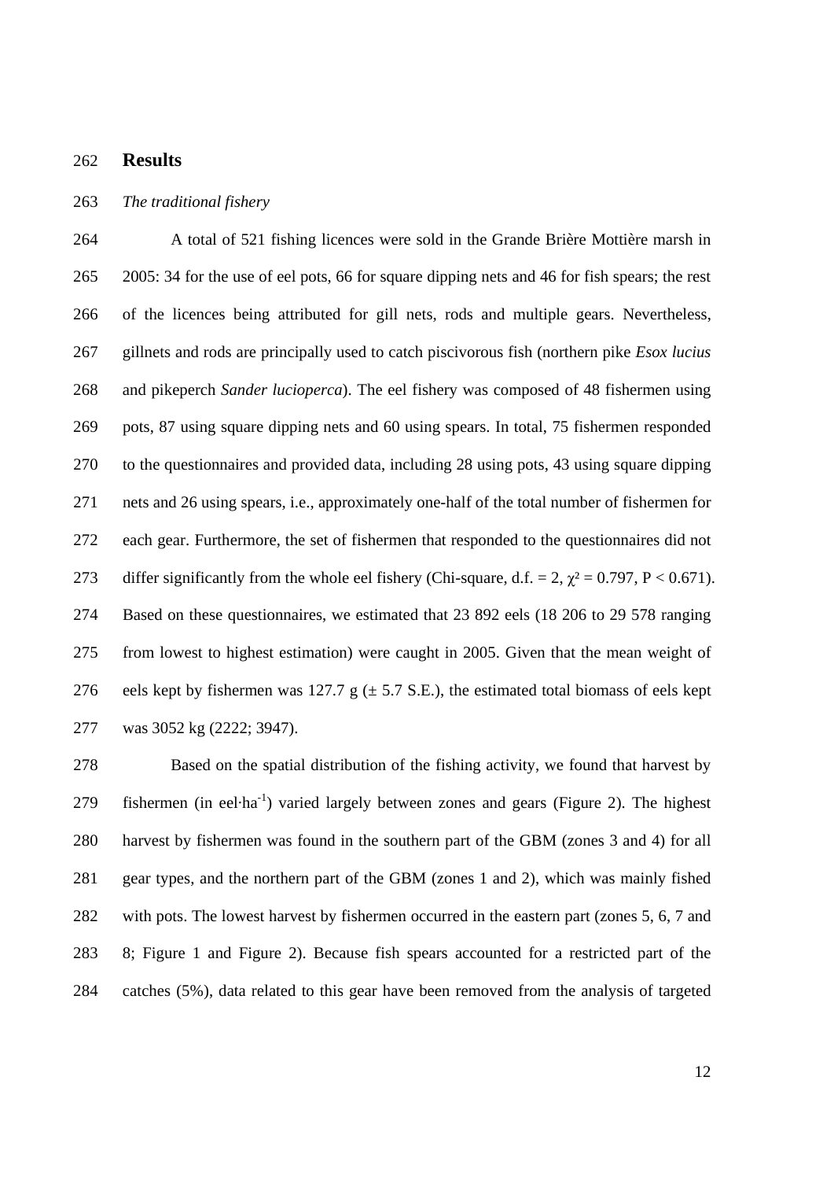## Results

### *The traditional fishery*

A total of 521 fishing licences were sold in the Grande Brière Mottière marsh in 2005: 34 for the use of eel pots, 66 for square dipping nets and 46 for fish spears; the rest of the licences being attributed for gill nets, rods and multiple gears. Nevertheless, gillnets and rods are principally used to catch piscivorous fish (northern pike *Esox lucius* and pikeperch *Sander lucioperca*). The eel fishery was composed of 48 fishermen using pots, 87 using square dipping nets and 60 using spears. In total, 75 fishermen responded to the questionnaires and provided data, including 28 using pots, 43 using square dipping nets and 26 using spears, i.e., approximately one-half of the total number of fishermen for each gear. Furthermore, the set of fishermen that responded to the questionnaires did not differ significantly from the whole eel fishery (Chi-square, d.f. = 2, $\chi^2 = 0.797$, $P < 0.671$). Based on these questionnaires, we estimated that 23 892 eels (18 206 to 29 578 ranging from lowest to highest estimation) were caught in 2005. Given that the mean weight of eels kept by fishermen was 127.7 g (± 5.7 S.E.), the estimated total biomass of eels kept was 3052 kg (2222; 3947).

Based on the spatial distribution of the fishing activity, we found that harvest by fishermen (in eel·ha$^{-1}$) varied largely between zones and gears (Figure 2). The highest harvest by fishermen was found in the southern part of the GBM (zones 3 and 4) for all gear types, and the northern part of the GBM (zones 1 and 2), which was mainly fished with pots. The lowest harvest by fishermen occurred in the eastern part (zones 5, 6, 7 and 8; Figure 1 and Figure 2). Because fish spears accounted for a restricted part of the catches (5%), data related to this gear have been removed from the analysis of targeted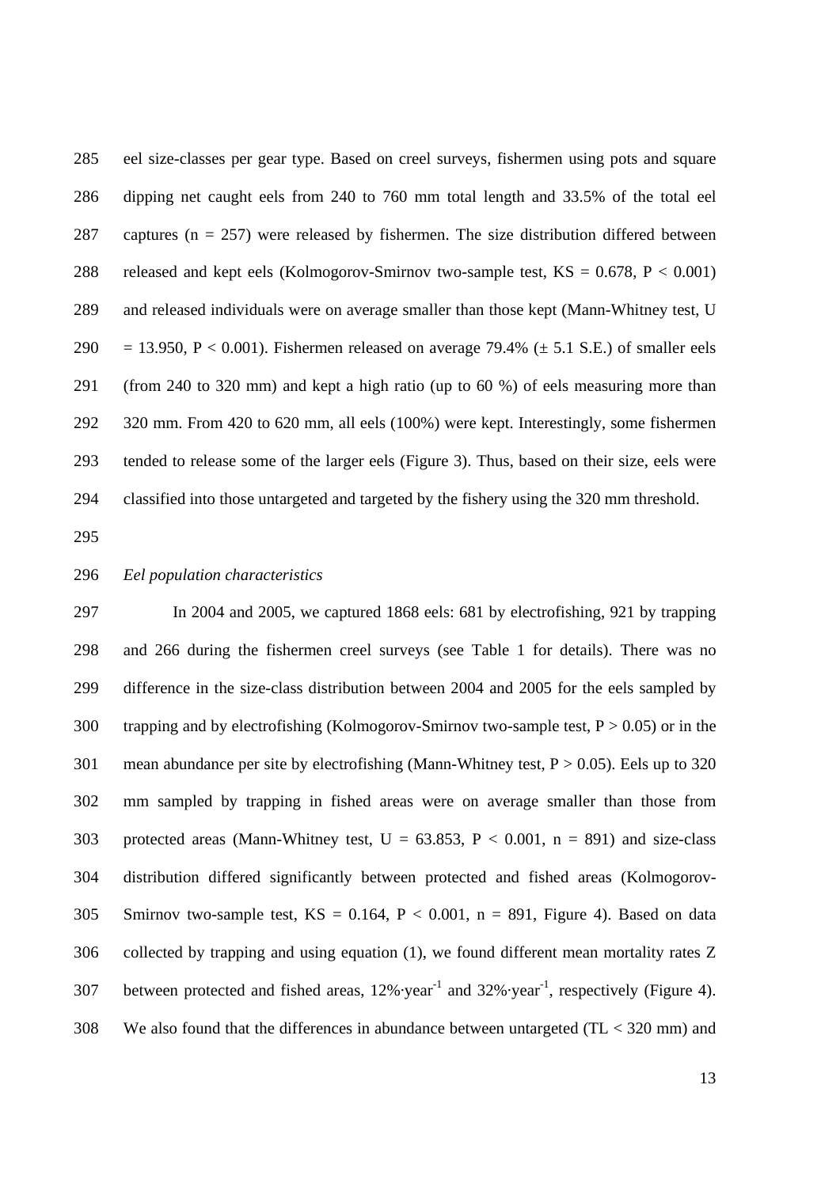eel size-classes per gear type. Based on creel surveys, fishermen using pots and square dipping net caught eels from 240 to 760 mm total length and 33.5% of the total eel captures ($n = 257$) were released by fishermen. The size distribution differed between released and kept eels (Kolmogorov-Smirnov two-sample test, $KS = 0.678$, $P < 0.001$) and released individuals were on average smaller than those kept (Mann-Whitney test, $U = 13.950$, $P < 0.001$). Fishermen released on average 79.4% (± 5.1 S.E.) of smaller eels (from 240 to 320 mm) and kept a high ratio (up to 60 %) of eels measuring more than 320 mm. From 420 to 620 mm, all eels (100%) were kept. Interestingly, some fishermen tended to release some of the larger eels (Figure 3). Thus, based on their size, eels were classified into those untargeted and targeted by the fishery using the 320 mm threshold.

*Eel population characteristics*

In 2004 and 2005, we captured 1868 eels: 681 by electrofishing, 921 by trapping and 266 during the fishermen creel surveys (see Table 1 for details). There was no difference in the size-class distribution between 2004 and 2005 for the eels sampled by trapping and by electrofishing (Kolmogorov-Smirnov two-sample test, $P > 0.05$) or in the mean abundance per site by electrofishing (Mann-Whitney test, $P > 0.05$). Eels up to 320 mm sampled by trapping in fished areas were on average smaller than those from protected areas (Mann-Whitney test, $U = 63.853$, $P < 0.001$, $n = 891$) and size-class distribution differed significantly between protected and fished areas (Kolmogorov-Smirnov two-sample test, $KS = 0.164$, $P < 0.001$, $n = 891$, Figure 4). Based on data collected by trapping and using equation (1), we found different mean mortality rates Z between protected and fished areas, $12\% \cdot year^{-1}$ and $32\% \cdot year^{-1}$, respectively (Figure 4). We also found that the differences in abundance between untargeted (TL < 320 mm) and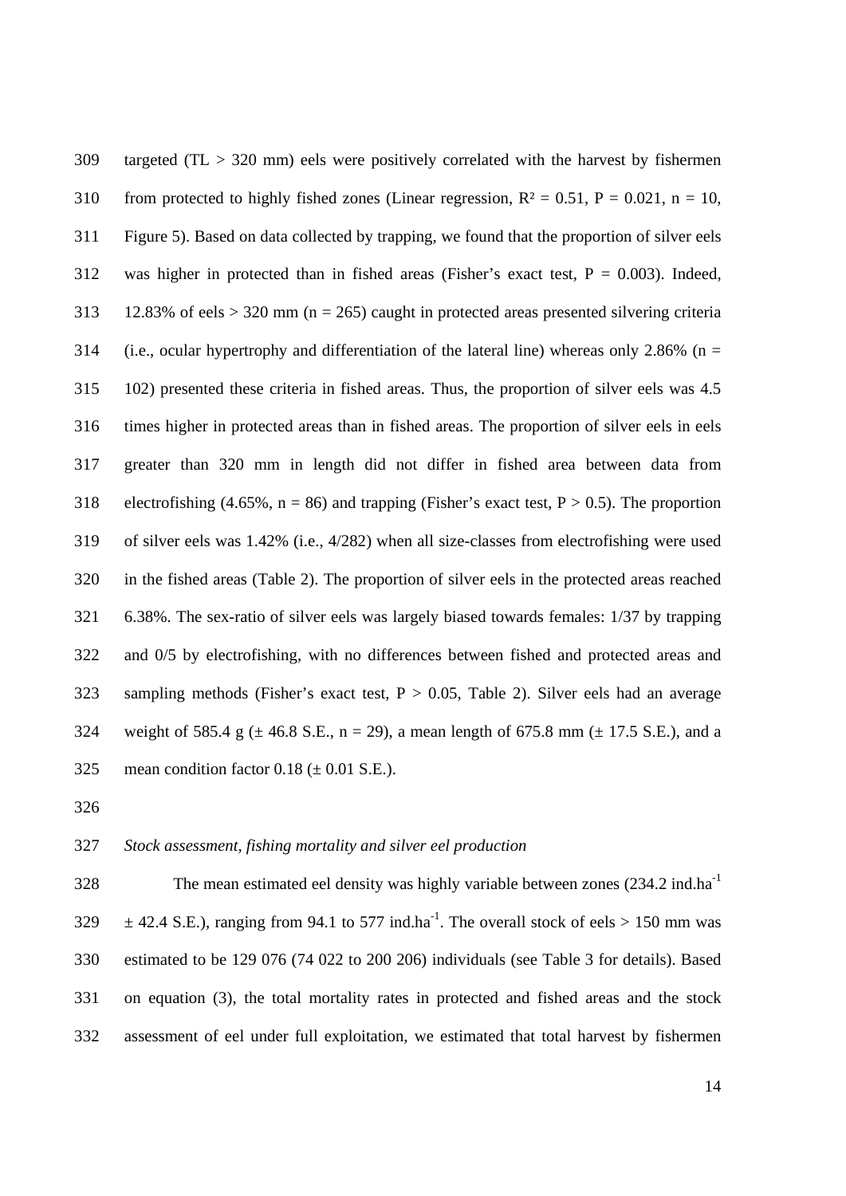targeted (TL > 320 mm) eels were positively correlated with the harvest by fishermen from protected to highly fished zones (Linear regression, $R^2 = 0.51$, $P = 0.021$, $n = 10$, Figure 5). Based on data collected by trapping, we found that the proportion of silver eels was higher in protected than in fished areas (Fisher's exact test, $P = 0.003$). Indeed, 12.83% of eels > 320 mm (n = 265) caught in protected areas presented silvering criteria (i.e., ocular hypertrophy and differentiation of the lateral line) whereas only 2.86% (n = 102) presented these criteria in fished areas. Thus, the proportion of silver eels was 4.5 times higher in protected areas than in fished areas. The proportion of silver eels in eels greater than 320 mm in length did not differ in fished area between data from electrofishing (4.65%, n = 86) and trapping (Fisher's exact test, $P > 0.5$). The proportion of silver eels was 1.42% (i.e., 4/282) when all size-classes from electrofishing were used in the fished areas (Table 2). The proportion of silver eels in the protected areas reached 6.38%. The sex-ratio of silver eels was largely biased towards females: 1/37 by trapping and 0/5 by electrofishing, with no differences between fished and protected areas and sampling methods (Fisher's exact test, $P > 0.05$, Table 2). Silver eels had an average weight of 585.4 g (± 46.8 S.E., n = 29), a mean length of 675.8 mm (± 17.5 S.E.), and a mean condition factor 0.18 (± 0.01 S.E.).

*Stock assessment, fishing mortality and silver eel production*

The mean estimated eel density was highly variable between zones (234.2 ind.ha$^{-1}$ ± 42.4 S.E.), ranging from 94.1 to 577 ind.ha$^{-1}$. The overall stock of eels > 150 mm was estimated to be 129 076 (74 022 to 200 206) individuals (see Table 3 for details). Based on equation (3), the total mortality rates in protected and fished areas and the stock assessment of eel under full exploitation, we estimated that total harvest by fishermen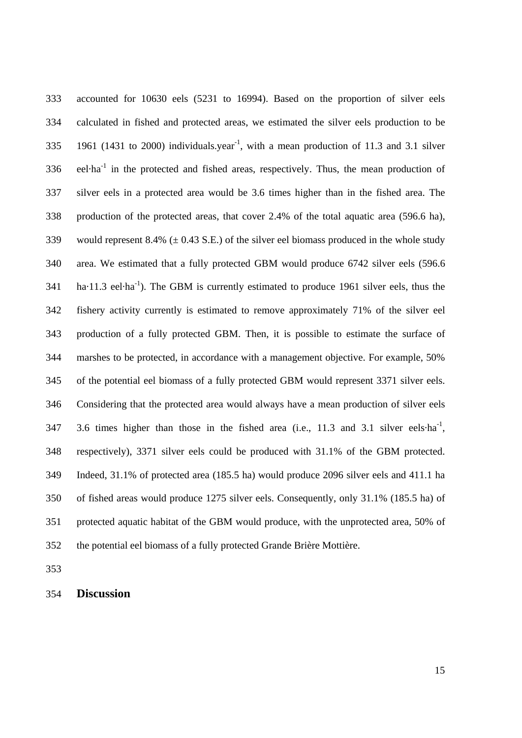accounted for 10630 eels (5231 to 16994). Based on the proportion of silver eels calculated in fished and protected areas, we estimated the silver eels production to be 1961 (1431 to 2000) individuals.year$^{-1}$, with a mean production of 11.3 and 3.1 silver eel·ha$^{-1}$ in the protected and fished areas, respectively. Thus, the mean production of silver eels in a protected area would be 3.6 times higher than in the fished area. The production of the protected areas, that cover 2.4% of the total aquatic area (596.6 ha), would represent 8.4% (± 0.43 S.E.) of the silver eel biomass produced in the whole study area. We estimated that a fully protected GBM would produce 6742 silver eels (596.6 ha·11.3 eel·ha$^{-1}$). The GBM is currently estimated to produce 1961 silver eels, thus the fishery activity currently is estimated to remove approximately 71% of the silver eel production of a fully protected GBM. Then, it is possible to estimate the surface of marshes to be protected, in accordance with a management objective. For example, 50% of the potential eel biomass of a fully protected GBM would represent 3371 silver eels. Considering that the protected area would always have a mean production of silver eels 3.6 times higher than those in the fished area (i.e., 11.3 and 3.1 silver eels·ha$^{-1}$, respectively), 3371 silver eels could be produced with 31.1% of the GBM protected. Indeed, 31.1% of protected area (185.5 ha) would produce 2096 silver eels and 411.1 ha of fished areas would produce 1275 silver eels. Consequently, only 31.1% (185.5 ha) of protected aquatic habitat of the GBM would produce, with the unprotected area, 50% of the potential eel biomass of a fully protected Grande Brière Mottière.

## Discussion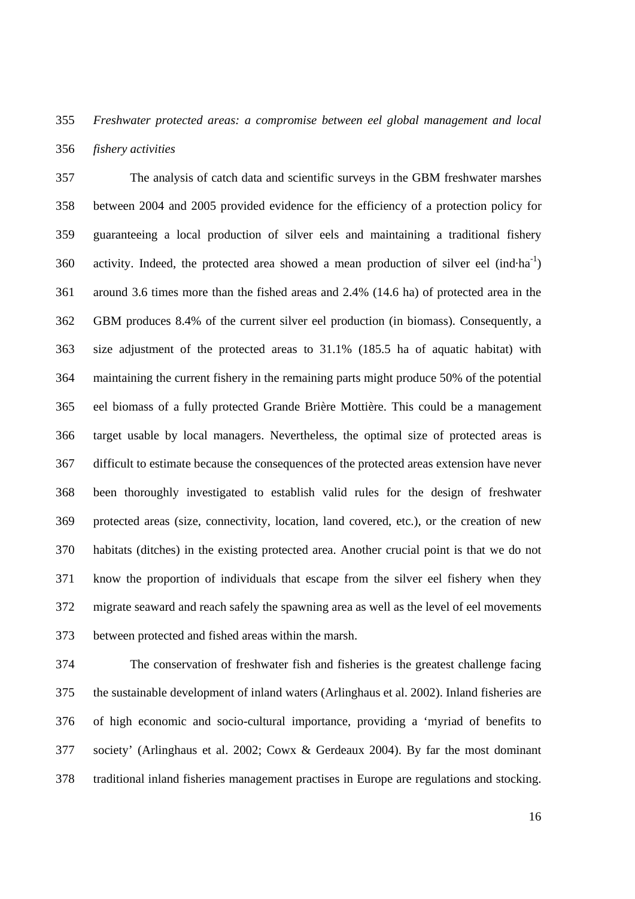*Freshwater protected areas: a compromise between eel global management and local fishery activities*

The analysis of catch data and scientific surveys in the GBM freshwater marshes between 2004 and 2005 provided evidence for the efficiency of a protection policy for guaranteeing a local production of silver eels and maintaining a traditional fishery activity. Indeed, the protected area showed a mean production of silver eel (ind·ha$^{-1}$) around 3.6 times more than the fished areas and 2.4% (14.6 ha) of protected area in the GBM produces 8.4% of the current silver eel production (in biomass). Consequently, a size adjustment of the protected areas to 31.1% (185.5 ha of aquatic habitat) with maintaining the current fishery in the remaining parts might produce 50% of the potential eel biomass of a fully protected Grande Brière Mottière. This could be a management target usable by local managers. Nevertheless, the optimal size of protected areas is difficult to estimate because the consequences of the protected areas extension have never been thoroughly investigated to establish valid rules for the design of freshwater protected areas (size, connectivity, location, land covered, etc.), or the creation of new habitats (ditches) in the existing protected area. Another crucial point is that we do not know the proportion of individuals that escape from the silver eel fishery when they migrate seaward and reach safely the spawning area as well as the level of eel movements between protected and fished areas within the marsh.

The conservation of freshwater fish and fisheries is the greatest challenge facing the sustainable development of inland waters (Arlinghaus et al. 2002). Inland fisheries are of high economic and socio-cultural importance, providing a 'myriad of benefits to society' (Arlinghaus et al. 2002; Cowx & Gerdeaux 2004). By far the most dominant traditional inland fisheries management practises in Europe are regulations and stocking.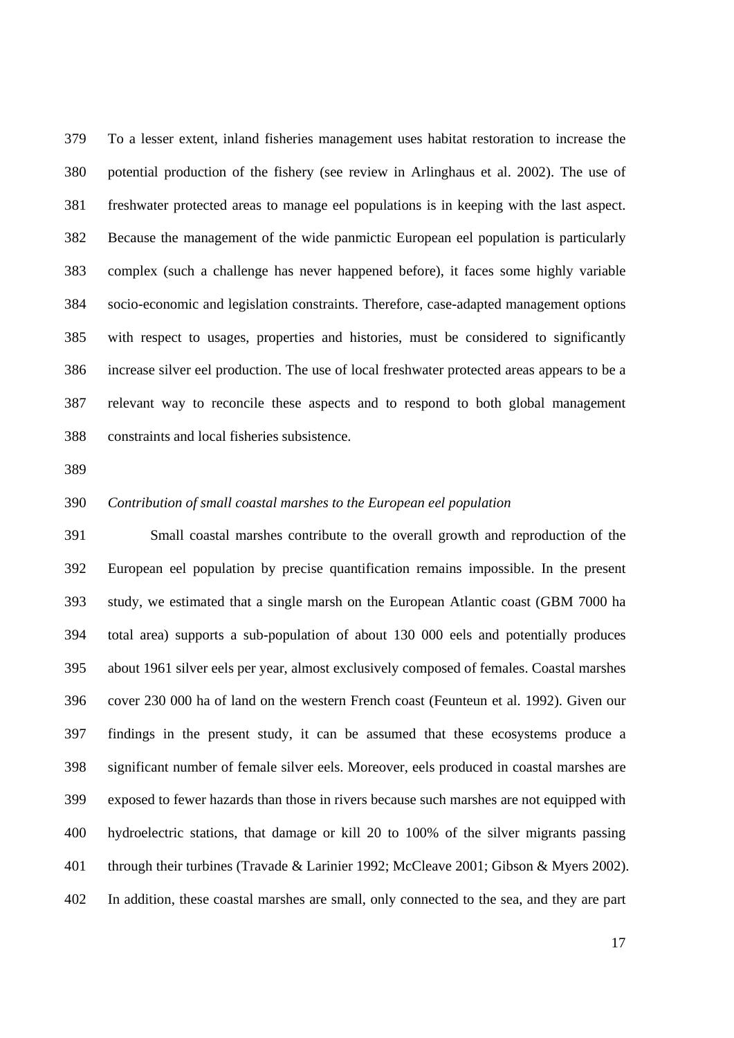To a lesser extent, inland fisheries management uses habitat restoration to increase the potential production of the fishery (see review in Arlinghaus et al. 2002). The use of freshwater protected areas to manage eel populations is in keeping with the last aspect. Because the management of the wide panmictic European eel population is particularly complex (such a challenge has never happened before), it faces some highly variable socio-economic and legislation constraints. Therefore, case-adapted management options with respect to usages, properties and histories, must be considered to significantly increase silver eel production. The use of local freshwater protected areas appears to be a relevant way to reconcile these aspects and to respond to both global management constraints and local fisheries subsistence.

*Contribution of small coastal marshes to the European eel population*

Small coastal marshes contribute to the overall growth and reproduction of the European eel population by precise quantification remains impossible. In the present study, we estimated that a single marsh on the European Atlantic coast (GBM 7000 ha total area) supports a sub-population of about 130 000 eels and potentially produces about 1961 silver eels per year, almost exclusively composed of females. Coastal marshes cover 230 000 ha of land on the western French coast (Feunteun et al. 1992). Given our findings in the present study, it can be assumed that these ecosystems produce a significant number of female silver eels. Moreover, eels produced in coastal marshes are exposed to fewer hazards than those in rivers because such marshes are not equipped with hydroelectric stations, that damage or kill 20 to 100% of the silver migrants passing through their turbines (Travade & Larinier 1992; McCleave 2001; Gibson & Myers 2002). In addition, these coastal marshes are small, only connected to the sea, and they are part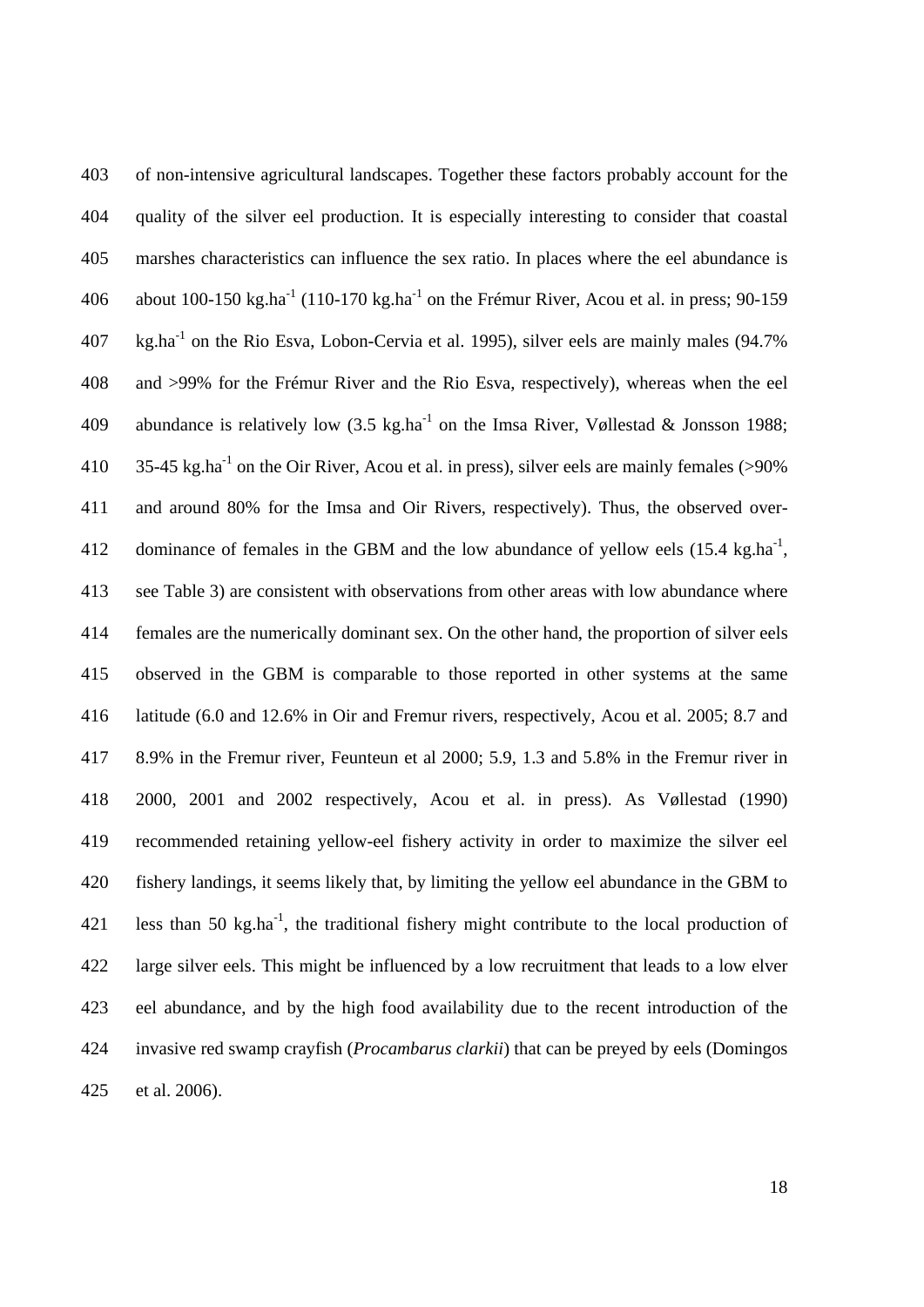of non-intensive agricultural landscapes. Together these factors probably account for the quality of the silver eel production. It is especially interesting to consider that coastal marshes characteristics can influence the sex ratio. In places where the eel abundance is about 100-150 kg.ha$^{-1}$ (110-170 kg.ha$^{-1}$ on the Frémur River, Acou et al. in press; 90-159 kg.ha$^{-1}$ on the Rio Esva, Lobon-Cervia et al. 1995), silver eels are mainly males (94.7% and >99% for the Frémur River and the Rio Esva, respectively), whereas when the eel abundance is relatively low (3.5 kg.ha$^{-1}$ on the Imsa River, Vøllestad & Jonsson 1988; 35-45 kg.ha$^{-1}$ on the Oir River, Acou et al. in press), silver eels are mainly females (>90% and around 80% for the Imsa and Oir Rivers, respectively). Thus, the observed over-dominance of females in the GBM and the low abundance of yellow eels (15.4 kg.ha$^{-1}$, see Table 3) are consistent with observations from other areas with low abundance where females are the numerically dominant sex. On the other hand, the proportion of silver eels observed in the GBM is comparable to those reported in other systems at the same latitude (6.0 and 12.6% in Oir and Fremur rivers, respectively, Acou et al. 2005; 8.7 and 8.9% in the Fremur river, Feunteun et al 2000; 5.9, 1.3 and 5.8% in the Fremur river in 2000, 2001 and 2002 respectively, Acou et al. in press). As Vøllestad (1990) recommended retaining yellow-eel fishery activity in order to maximize the silver eel fishery landings, it seems likely that, by limiting the yellow eel abundance in the GBM to less than 50 kg.ha$^{-1}$, the traditional fishery might contribute to the local production of large silver eels. This might be influenced by a low recruitment that leads to a low elver eel abundance, and by the high food availability due to the recent introduction of the invasive red swamp crayfish (*Procambarus clarkii*) that can be preyed by eels (Domingos et al. 2006).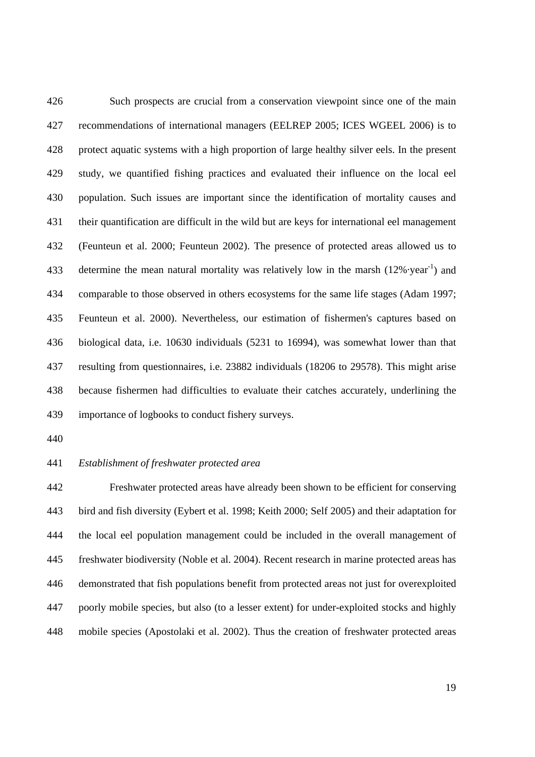Such prospects are crucial from a conservation viewpoint since one of the main recommendations of international managers (EELREP 2005; ICES WGEEL 2006) is to protect aquatic systems with a high proportion of large healthy silver eels. In the present study, we quantified fishing practices and evaluated their influence on the local eel population. Such issues are important since the identification of mortality causes and their quantification are difficult in the wild but are keys for international eel management (Feunteun et al. 2000; Feunteun 2002). The presence of protected areas allowed us to determine the mean natural mortality was relatively low in the marsh ($12\%\cdot year^{-1}$) and comparable to those observed in others ecosystems for the same life stages (Adam 1997; Feunteun et al. 2000). Nevertheless, our estimation of fishermen's captures based on biological data, i.e. 10630 individuals (5231 to 16994), was somewhat lower than that resulting from questionnaires, i.e. 23882 individuals (18206 to 29578). This might arise because fishermen had difficulties to evaluate their catches accurately, underlining the importance of logbooks to conduct fishery surveys.

*Establishment of freshwater protected area*

Freshwater protected areas have already been shown to be efficient for conserving bird and fish diversity (Eybert et al. 1998; Keith 2000; Self 2005) and their adaptation for the local eel population management could be included in the overall management of freshwater biodiversity (Noble et al. 2004). Recent research in marine protected areas has demonstrated that fish populations benefit from protected areas not just for overexploited poorly mobile species, but also (to a lesser extent) for under-exploited stocks and highly mobile species (Apostolaki et al. 2002). Thus the creation of freshwater protected areas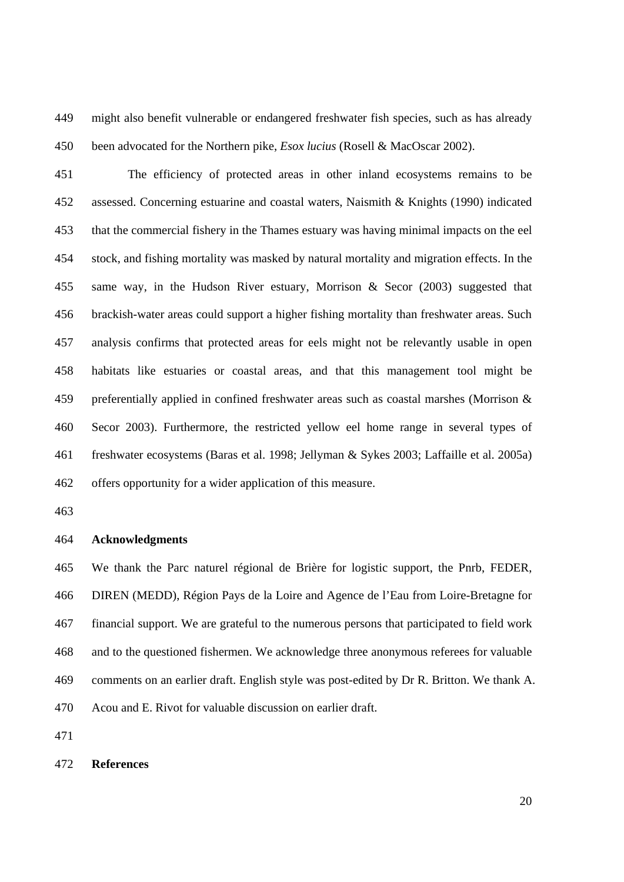might also benefit vulnerable or endangered freshwater fish species, such as has already been advocated for the Northern pike, *Esox lucius* (Rosell & MacOscar 2002).

The efficiency of protected areas in other inland ecosystems remains to be assessed. Concerning estuarine and coastal waters, Naismith & Knights (1990) indicated that the commercial fishery in the Thames estuary was having minimal impacts on the eel stock, and fishing mortality was masked by natural mortality and migration effects. In the same way, in the Hudson River estuary, Morrison & Secor (2003) suggested that brackish-water areas could support a higher fishing mortality than freshwater areas. Such analysis confirms that protected areas for eels might not be relevantly usable in open habitats like estuaries or coastal areas, and that this management tool might be preferentially applied in confined freshwater areas such as coastal marshes (Morrison & Secor 2003). Furthermore, the restricted yellow eel home range in several types of freshwater ecosystems (Baras et al. 1998; Jellyman & Sykes 2003; Laffaille et al. 2005a) offers opportunity for a wider application of this measure.

## Acknowledgments

We thank the Parc naturel régional de Brière for logistic support, the Pnrb, FEDER, DIREN (MEDD), Région Pays de la Loire and Agence de l'Eau from Loire-Bretagne for financial support. We are grateful to the numerous persons that participated to field work and to the questioned fishermen. We acknowledge three anonymous referees for valuable comments on an earlier draft. English style was post-edited by Dr R. Britton. We thank A. Acou and E. Rivot for valuable discussion on earlier draft.

## References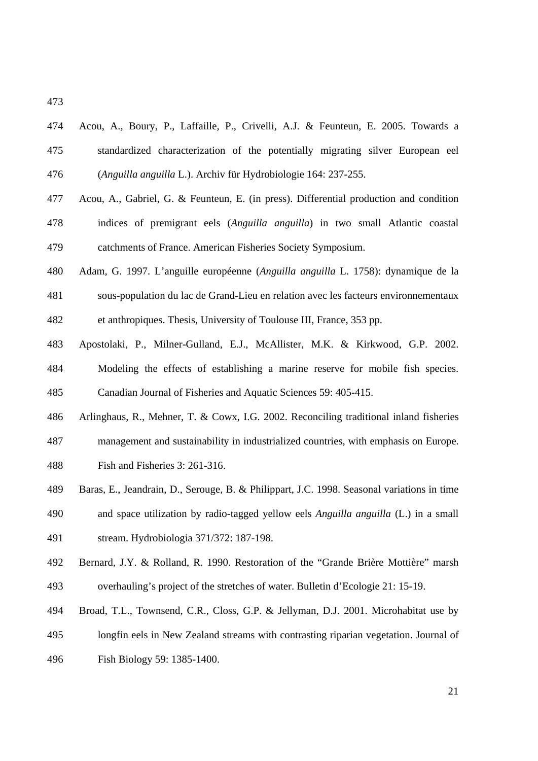Acou, A., Boury, P., Laffaille, P., Crivelli, A.J. & Feunteun, E. 2005. Towards a standardized characterization of the potentially migrating silver European eel (*Anguilla anguilla* L.). Archiv für Hydrobiologie 164: 237-255.

Acou, A., Gabriel, G. & Feunteun, E. (in press). Differential production and condition indices of premigrant eels (*Anguilla anguilla*) in two small Atlantic coastal catchments of France. American Fisheries Society Symposium.

Adam, G. 1997. L'anguille européenne (*Anguilla anguilla* L. 1758): dynamique de la sous-population du lac de Grand-Lieu en relation avec les facteurs environnementaux et anthropiques. Thesis, University of Toulouse III, France, 353 pp.

Apostolaki, P., Milner-Gulland, E.J., McAllister, M.K. & Kirkwood, G.P. 2002. Modeling the effects of establishing a marine reserve for mobile fish species. Canadian Journal of Fisheries and Aquatic Sciences 59: 405-415.

Arlinghaus, R., Mehner, T. & Cowx, I.G. 2002. Reconciling traditional inland fisheries management and sustainability in industrialized countries, with emphasis on Europe. Fish and Fisheries 3: 261-316.

Baras, E., Jeandrain, D., Serouge, B. & Philippart, J.C. 1998. Seasonal variations in time and space utilization by radio-tagged yellow eels *Anguilla anguilla* (L.) in a small stream. Hydrobiologia 371/372: 187-198.

Bernard, J.Y. & Rolland, R. 1990. Restoration of the "Grande Brière Mottière" marsh overhauling's project of the stretches of water. Bulletin d'Ecologie 21: 15-19.

Broad, T.L., Townsend, C.R., Closs, G.P. & Jellyman, D.J. 2001. Microhabitat use by longfin eels in New Zealand streams with contrasting riparian vegetation. Journal of Fish Biology 59: 1385-1400.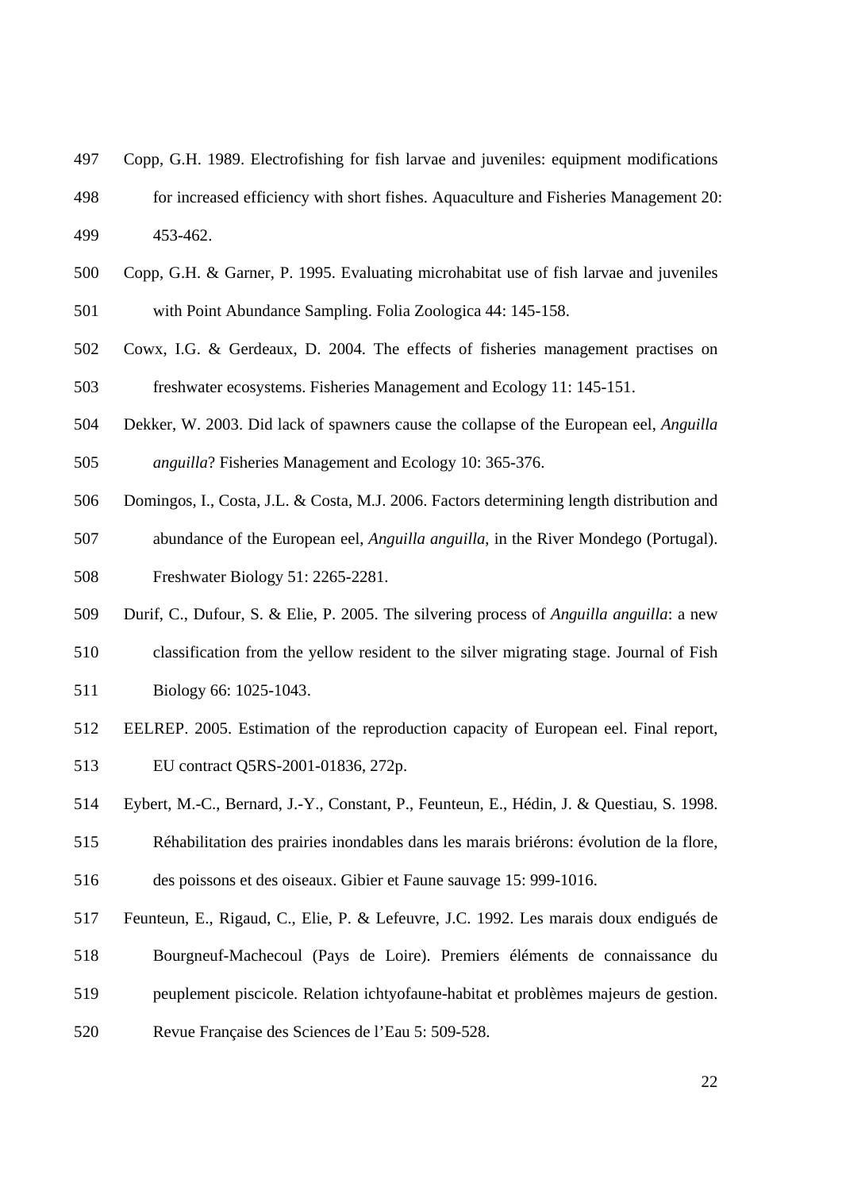Copp, G.H. 1989. Electrofishing for fish larvae and juveniles: equipment modifications for increased efficiency with short fishes. Aquaculture and Fisheries Management 20: 453-462.

Copp, G.H. & Garner, P. 1995. Evaluating microhabitat use of fish larvae and juveniles with Point Abundance Sampling. Folia Zoologica 44: 145-158.

Cowx, I.G. & Gerdeaux, D. 2004. The effects of fisheries management practises on freshwater ecosystems. Fisheries Management and Ecology 11: 145-151.

Dekker, W. 2003. Did lack of spawners cause the collapse of the European eel, *Anguilla anguilla*? Fisheries Management and Ecology 10: 365-376.

Domingos, I., Costa, J.L. & Costa, M.J. 2006. Factors determining length distribution and abundance of the European eel, *Anguilla anguilla*, in the River Mondego (Portugal). Freshwater Biology 51: 2265-2281.

Durif, C., Dufour, S. & Elie, P. 2005. The silvering process of *Anguilla anguilla*: a new classification from the yellow resident to the silver migrating stage. Journal of Fish Biology 66: 1025-1043.

EELREP. 2005. Estimation of the reproduction capacity of European eel. Final report, EU contract Q5RS-2001-01836, 272p.

Eybert, M.-C., Bernard, J.-Y., Constant, P., Feunteun, E., Hédin, J. & Questiau, S. 1998. Réhabilitation des prairies inondables dans les marais briérons: évolution de la flore, des poissons et des oiseaux. Gibier et Faune sauvage 15: 999-1016.

Feunteun, E., Rigaud, C., Elie, P. & Lefeuvre, J.C. 1992. Les marais doux endigués de Bourgneuf-Machecoul (Pays de Loire). Premiers éléments de connaissance du peuplement piscicole. Relation ichtyofaune-habitat et problèmes majeurs de gestion. Revue Française des Sciences de l'Eau 5: 509-528.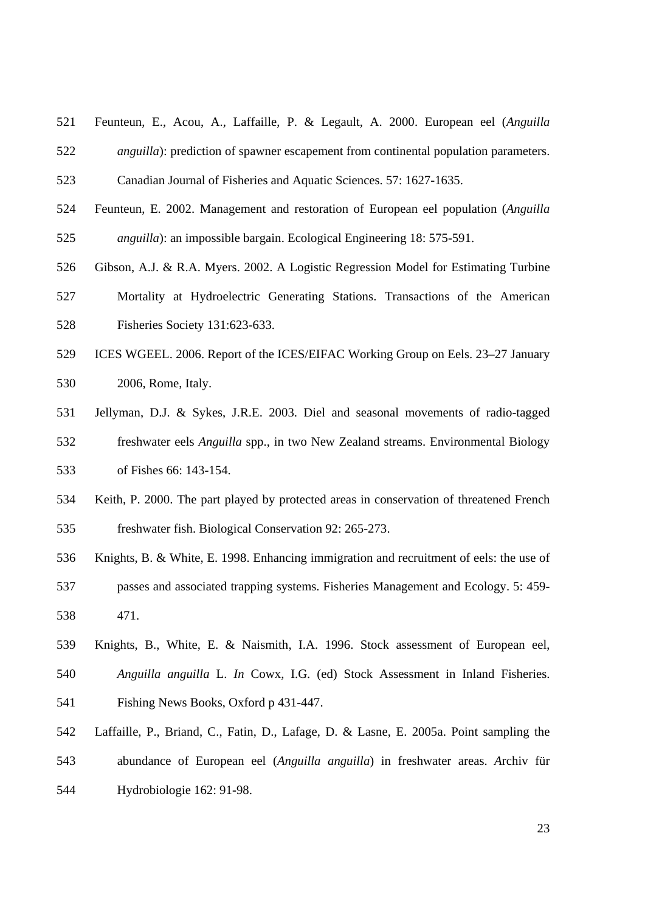Feunteun, E., Acou, A., Laffaille, P. & Legault, A. 2000. European eel (*Anguilla anguilla*): prediction of spawner escapement from continental population parameters. Canadian Journal of Fisheries and Aquatic Sciences. 57: 1627-1635.

Feunteun, E. 2002. Management and restoration of European eel population (*Anguilla anguilla*): an impossible bargain. Ecological Engineering 18: 575-591.

Gibson, A.J. & R.A. Myers. 2002. A Logistic Regression Model for Estimating Turbine Mortality at Hydroelectric Generating Stations. Transactions of the American Fisheries Society 131:623-633.

ICES WGEEL. 2006. Report of the ICES/EIFAC Working Group on Eels. 23–27 January 2006, Rome, Italy.

Jellyman, D.J. & Sykes, J.R.E. 2003. Diel and seasonal movements of radio-tagged freshwater eels *Anguilla* spp., in two New Zealand streams. Environmental Biology of Fishes 66: 143-154.

Keith, P. 2000. The part played by protected areas in conservation of threatened French freshwater fish. Biological Conservation 92: 265-273.

Knights, B. & White, E. 1998. Enhancing immigration and recruitment of eels: the use of passes and associated trapping systems. Fisheries Management and Ecology. 5: 459-471.

Knights, B., White, E. & Naismith, I.A. 1996. Stock assessment of European eel, *Anguilla anguilla* L. *In* Cowx, I.G. (ed) Stock Assessment in Inland Fisheries. Fishing News Books, Oxford p 431-447.

Laffaille, P., Briand, C., Fatin, D., Lafage, D. & Lasne, E. 2005a. Point sampling the abundance of European eel (*Anguilla anguilla*) in freshwater areas. Archiv für Hydrobiologie 162: 91-98.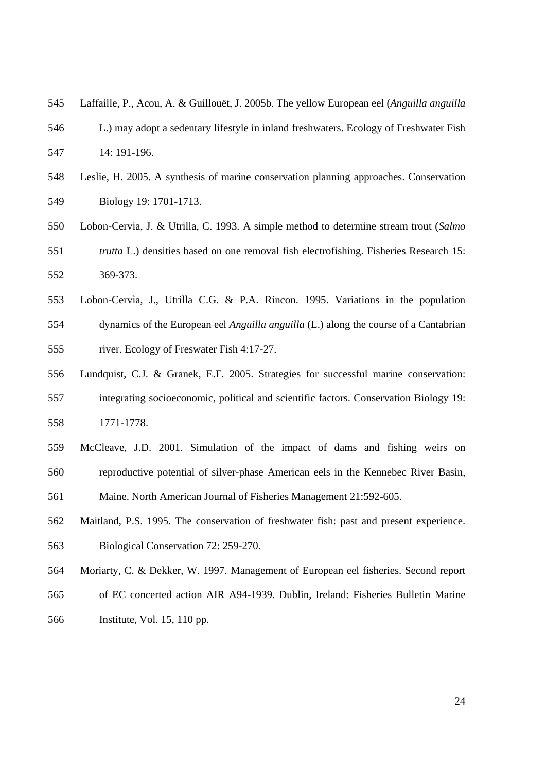Laffaille, P., Acou, A. & Guillouët, J. 2005b. The yellow European eel (*Anguilla anguilla* L.) may adopt a sedentary lifestyle in inland freshwaters. Ecology of Freshwater Fish 14: 191-196.

Leslie, H. 2005. A synthesis of marine conservation planning approaches. Conservation Biology 19: 1701-1713.

Lobon-Cervia, J. & Utrilla, C. 1993. A simple method to determine stream trout (*Salmo trutta* L.) densities based on one removal fish electrofishing. Fisheries Research 15: 369-373.

Lobon-Cervìa, J., Utrilla C.G. & P.A. Rincon. 1995. Variations in the population dynamics of the European eel *Anguilla anguilla* (L.) along the course of a Cantabrian river. Ecology of Freswater Fish 4:17-27.

Lundquist, C.J. & Granek, E.F. 2005. Strategies for successful marine conservation: integrating socioeconomic, political and scientific factors. Conservation Biology 19: 1771-1778.

McCleave, J.D. 2001. Simulation of the impact of dams and fishing weirs on reproductive potential of silver-phase American eels in the Kennebec River Basin, Maine. North American Journal of Fisheries Management 21:592-605.

Maitland, P.S. 1995. The conservation of freshwater fish: past and present experience. Biological Conservation 72: 259-270.

Moriarty, C. & Dekker, W. 1997. Management of European eel fisheries. Second report of EC concerted action AIR A94-1939. Dublin, Ireland: Fisheries Bulletin Marine Institute, Vol. 15, 110 pp.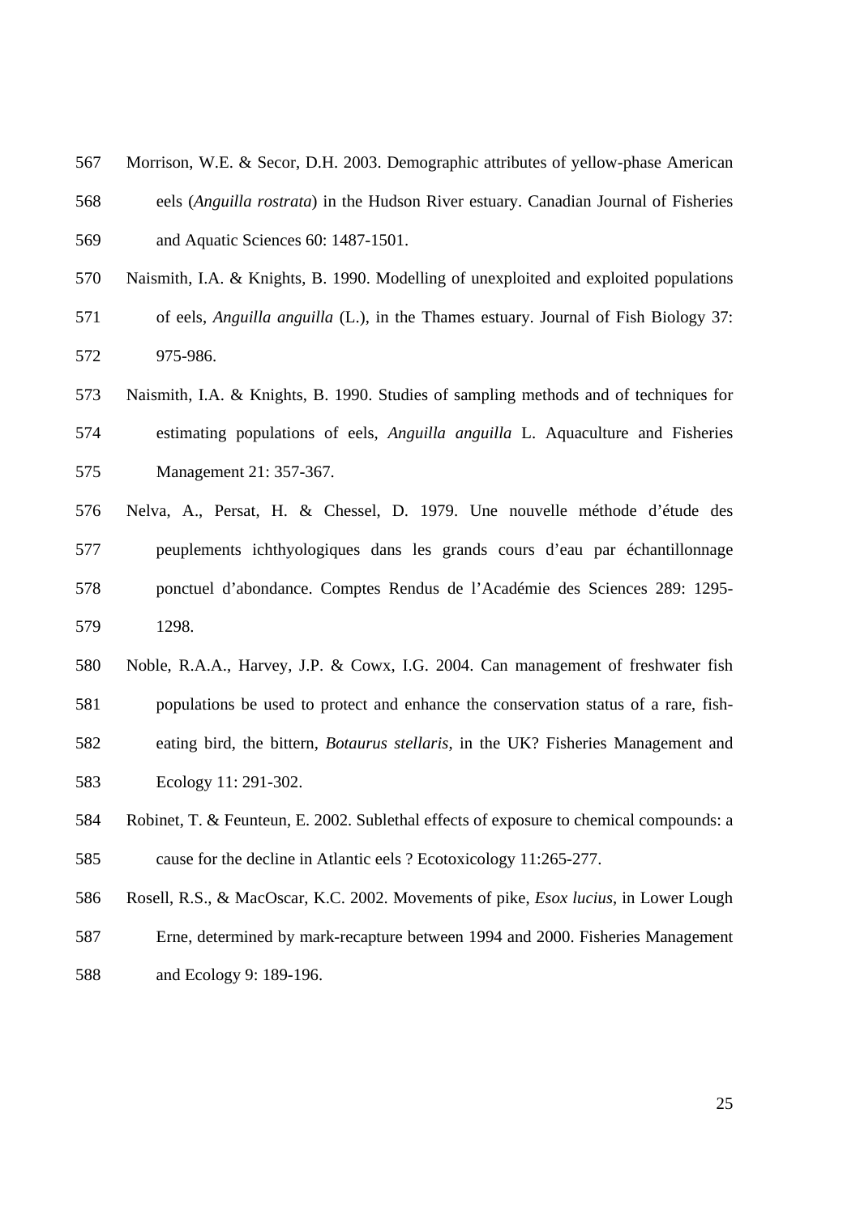Morrison, W.E. & Secor, D.H. 2003. Demographic attributes of yellow-phase American eels (*Anguilla rostrata*) in the Hudson River estuary. Canadian Journal of Fisheries and Aquatic Sciences 60: 1487-1501.

Naismith, I.A. & Knights, B. 1990. Modelling of unexploited and exploited populations of eels, *Anguilla anguilla* (L.), in the Thames estuary. Journal of Fish Biology 37: 975-986.

Naismith, I.A. & Knights, B. 1990. Studies of sampling methods and of techniques for estimating populations of eels, *Anguilla anguilla* L. Aquaculture and Fisheries Management 21: 357-367.

Nelva, A., Persat, H. & Chessel, D. 1979. Une nouvelle méthode d'étude des peuplements ichthyologiques dans les grands cours d'eau par échantillonnage ponctuel d'abondance. Comptes Rendus de l'Académie des Sciences 289: 1295-1298.

Noble, R.A.A., Harvey, J.P. & Cowx, I.G. 2004. Can management of freshwater fish populations be used to protect and enhance the conservation status of a rare, fish-eating bird, the bittern, *Botaurus stellaris*, in the UK? Fisheries Management and Ecology 11: 291-302.

Robinet, T. & Feunteun, E. 2002. Sublethal effects of exposure to chemical compounds: a cause for the decline in Atlantic eels ? Ecotoxicology 11:265-277.

Rosell, R.S., & MacOscar, K.C. 2002. Movements of pike, *Esox lucius*, in Lower Lough Erne, determined by mark-recapture between 1994 and 2000. Fisheries Management and Ecology 9: 189-196.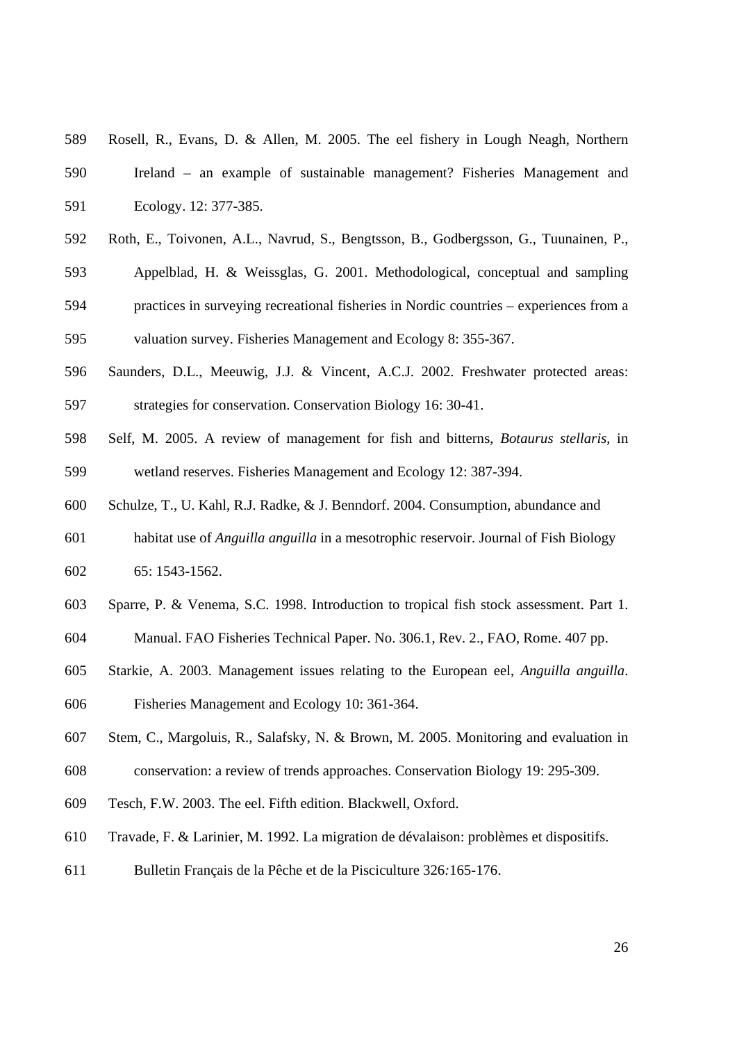Rosell, R., Evans, D. & Allen, M. 2005. The eel fishery in Lough Neagh, Northern Ireland – an example of sustainable management? Fisheries Management and Ecology. 12: 377-385.

Roth, E., Toivonen, A.L., Navrud, S., Bengtsson, B., Godbergsson, G., Tuunainen, P., Appelblad, H. & Weissglas, G. 2001. Methodological, conceptual and sampling practices in surveying recreational fisheries in Nordic countries – experiences from a valuation survey. Fisheries Management and Ecology 8: 355-367.

Saunders, D.L., Meeuwig, J.J. & Vincent, A.C.J. 2002. Freshwater protected areas: strategies for conservation. Conservation Biology 16: 30-41.

Self, M. 2005. A review of management for fish and bitterns, *Botaurus stellaris*, in wetland reserves. Fisheries Management and Ecology 12: 387-394.

Schulze, T., U. Kahl, R.J. Radke, & J. Benndorf. 2004. Consumption, abundance and habitat use of *Anguilla anguilla* in a mesotrophic reservoir. Journal of Fish Biology 65: 1543-1562.

Sparre, P. & Venema, S.C. 1998. Introduction to tropical fish stock assessment. Part 1. Manual. FAO Fisheries Technical Paper. No. 306.1, Rev. 2., FAO, Rome. 407 pp.

Starkie, A. 2003. Management issues relating to the European eel, *Anguilla anguilla*. Fisheries Management and Ecology 10: 361-364.

Stem, C., Margoluis, R., Salafsky, N. & Brown, M. 2005. Monitoring and evaluation in conservation: a review of trends approaches. Conservation Biology 19: 295-309.

Tesch, F.W. 2003. The eel. Fifth edition. Blackwell, Oxford.

Travade, F. & Larinier, M. 1992. La migration de dévalaison: problèmes et dispositifs. Bulletin Français de la Pêche et de la Pisciculture 326*:*165-176.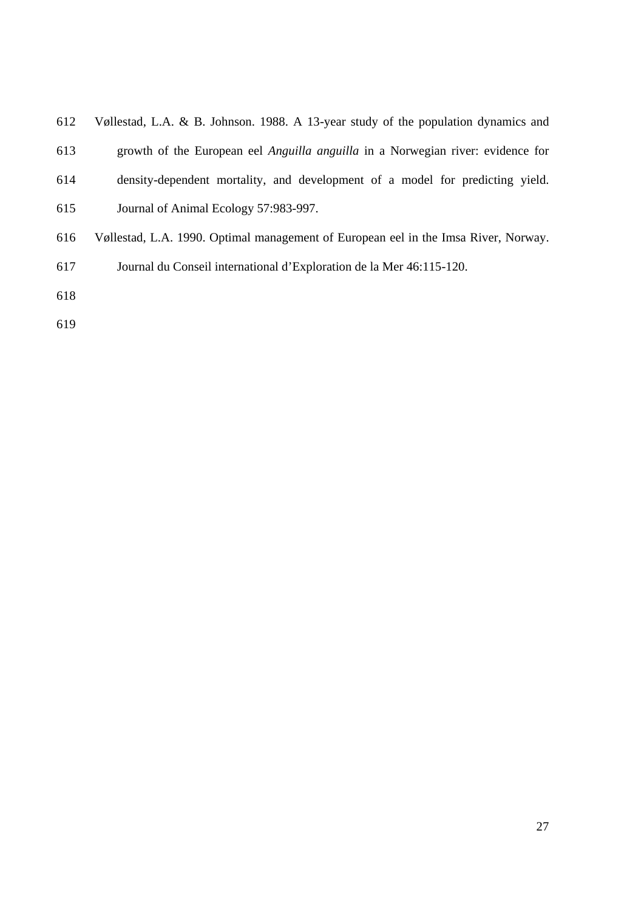Vøllestad, L.A. & B. Johnson. 1988. A 13-year study of the population dynamics and growth of the European eel *Anguilla anguilla* in a Norwegian river: evidence for density-dependent mortality, and development of a model for predicting yield. Journal of Animal Ecology 57:983-997.

Vøllestad, L.A. 1990. Optimal management of European eel in the Imsa River, Norway. Journal du Conseil international d'Exploration de la Mer 46:115-120.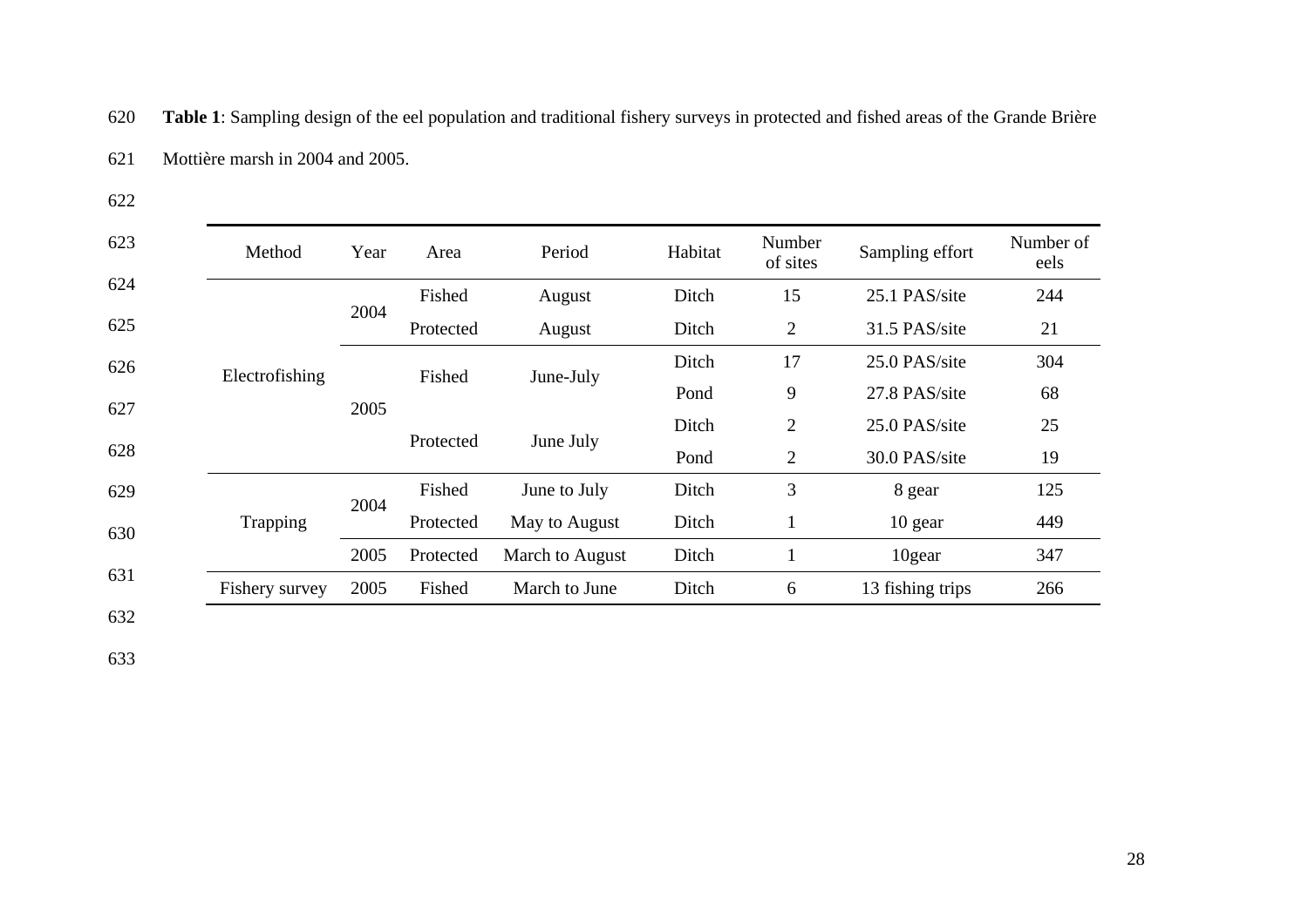**Table 1**: Sampling design of the eel population and traditional fishery surveys in protected and fished areas of the Grande Brière Mottière marsh in 2004 and 2005.

| Method | Year | Area | Period | Habitat | Number of sites | Sampling effort | Number of eels |
|---|---|---|---|---|---|---|---|
| Electrofishing | 2004 | Fished | August | Ditch | 15 | 25.1 PAS/site | 244 |
| | | Protected | August | Ditch | 2 | 31.5 PAS/site | 21 |
| | 2005 | Fished | June-July | Ditch | 17 | 25.0 PAS/site | 304 |
| | | | | Pond | 9 | 27.8 PAS/site | 68 |
| | | Protected | June July | Ditch | 2 | 25.0 PAS/site | 25 |
| | | | | Pond | 2 | 30.0 PAS/site | 19 |
| Trapping | 2004 | Fished | June to July | Ditch | 3 | 8 gear | 125 |
| | | Protected | May to August | Ditch | 1 | 10 gear | 449 |
| | 2005 | Protected | March to August | Ditch | 1 | 10gear | 347 |
| Fishery survey | 2005 | Fished | March to June | Ditch | 6 | 13 fishing trips | 266 |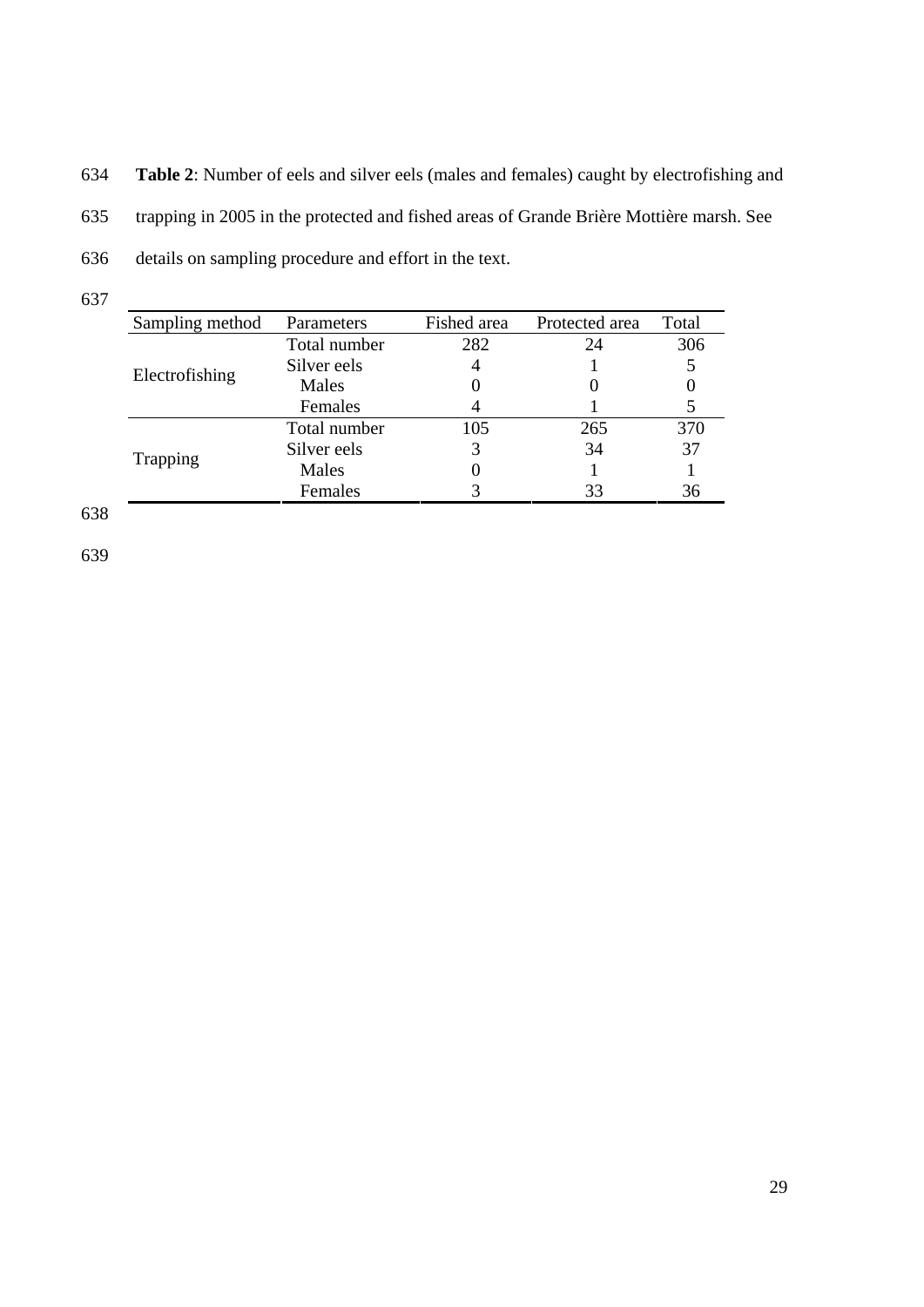**Table 2**: Number of eels and silver eels (males and females) caught by electrofishing and trapping in 2005 in the protected and fished areas of Grande Brière Mottière marsh. See details on sampling procedure and effort in the text.

| Sampling method | Parameters | Fished area | Protected area | Total |
|---|---|---|---|---|
| Electrofishing | Total number | 282 | 24 | 306 |
| | Silver eels | 4 | 1 | 5 |
| | Males | 0 | 0 | 0 |
| | Females | 4 | 1 | 5 |
| Trapping | Total number | 105 | 265 | 370 |
| | Silver eels | 3 | 34 | 37 |
| | Males | 0 | 1 | 1 |
| | Females | 3 | 33 | 36 |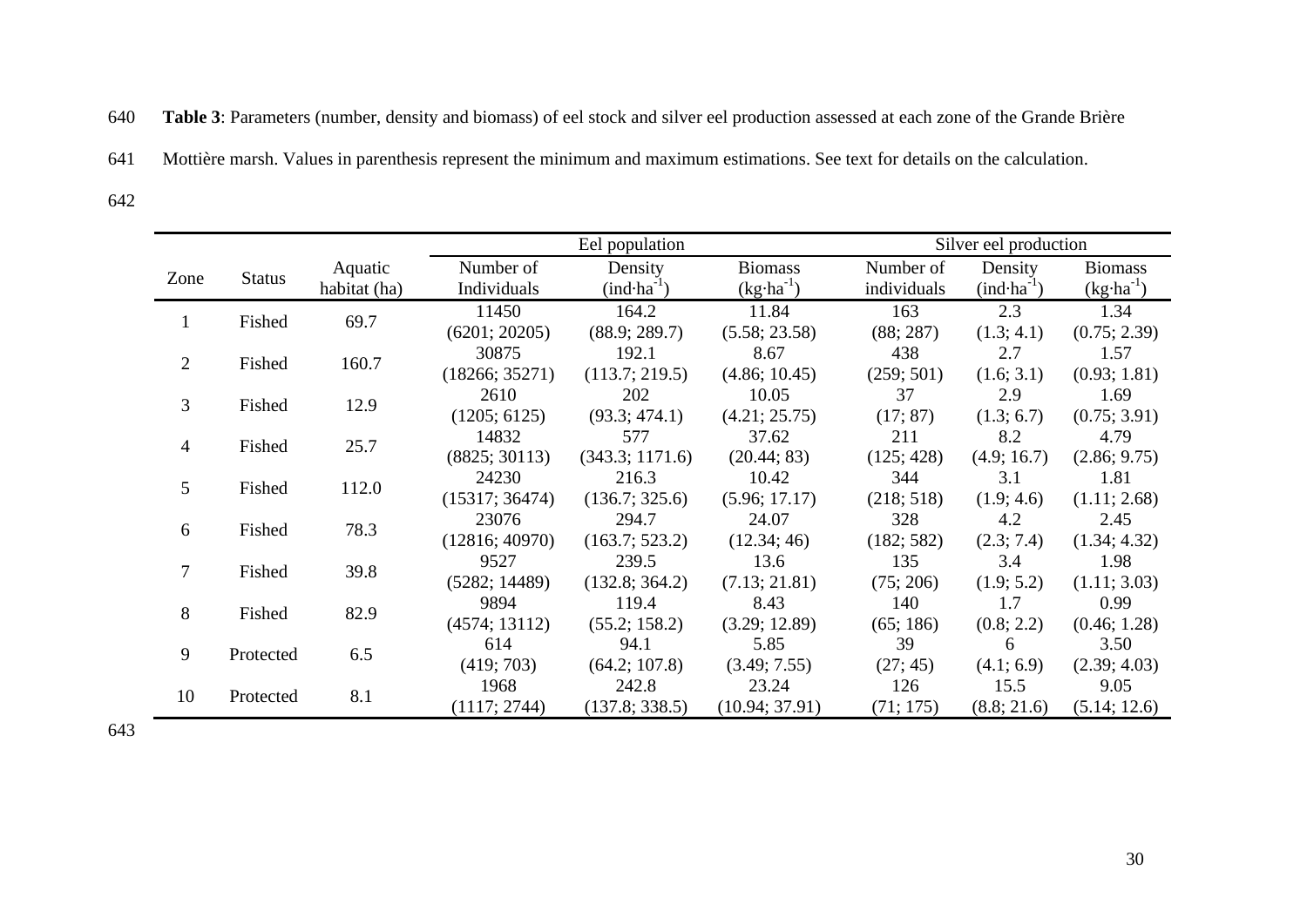**Table 3**: Parameters (number, density and biomass) of eel stock and silver eel production assessed at each zone of the Grande Brière Mottière marsh. Values in parenthesis represent the minimum and maximum estimations. See text for details on the calculation.

| Zone | Status | Aquatic habitat (ha) | Eel population | | | Silver eel production | | |
|---|---|---|---|---|---|---|---|---|
| | | | Number of Individuals | Density ($ind{\cdot}ha^{-1}$) | Biomass ($kg{\cdot}ha^{-1}$) | Number of individuals | Density ($ind{\cdot}ha^{-1}$) | Biomass ($kg{\cdot}ha^{-1}$) |
| 1 | Fished | 69.7 | 11450 (6201; 20205) | 164.2 (88.9; 289.7) | 11.84 (5.58; 23.58) | 163 (88; 287) | 2.3 (1.3; 4.1) | 1.34 (0.75; 2.39) |
| 2 | Fished | 160.7 | 30875 (18266; 35271) | 192.1 (113.7; 219.5) | 8.67 (4.86; 10.45) | 438 (259; 501) | 2.7 (1.6; 3.1) | 1.57 (0.93; 1.81) |
| 3 | Fished | 12.9 | 2610 (1205; 6125) | 202 (93.3; 474.1) | 10.05 (4.21; 25.75) | 37 (17; 87) | 2.9 (1.3; 6.7) | 1.69 (0.75; 3.91) |
| 4 | Fished | 25.7 | 14832 (8825; 30113) | 577 (343.3; 1171.6) | 37.62 (20.44; 83) | 211 (125; 428) | 8.2 (4.9; 16.7) | 4.79 (2.86; 9.75) |
| 5 | Fished | 112.0 | 24230 (15317; 36474) | 216.3 (136.7; 325.6) | 10.42 (5.96; 17.17) | 344 (218; 518) | 3.1 (1.9; 4.6) | 1.81 (1.11; 2.68) |
| 6 | Fished | 78.3 | 23076 (12816; 40970) | 294.7 (163.7; 523.2) | 24.07 (12.34; 46) | 328 (182; 582) | 4.2 (2.3; 7.4) | 2.45 (1.34; 4.32) |
| 7 | Fished | 39.8 | 9527 (5282; 14489) | 239.5 (132.8; 364.2) | 13.6 (7.13; 21.81) | 135 (75; 206) | 3.4 (1.9; 5.2) | 1.98 (1.11; 3.03) |
| 8 | Fished | 82.9 | 9894 (4574; 13112) | 119.4 (55.2; 158.2) | 8.43 (3.29; 12.89) | 140 (65; 186) | 1.7 (0.8; 2.2) | 0.99 (0.46; 1.28) |
| 9 | Protected | 6.5 | 614 (419; 703) | 94.1 (64.2; 107.8) | 5.85 (3.49; 7.55) | 39 (27; 45) | 6 (4.1; 6.9) | 3.50 (2.39; 4.03) |
| 10 | Protected | 8.1 | 1968 (1117; 2744) | 242.8 (137.8; 338.5) | 23.24 (10.94; 37.91) | 126 (71; 175) | 15.5 (8.8; 21.6) | 9.05 (5.14; 12.6) |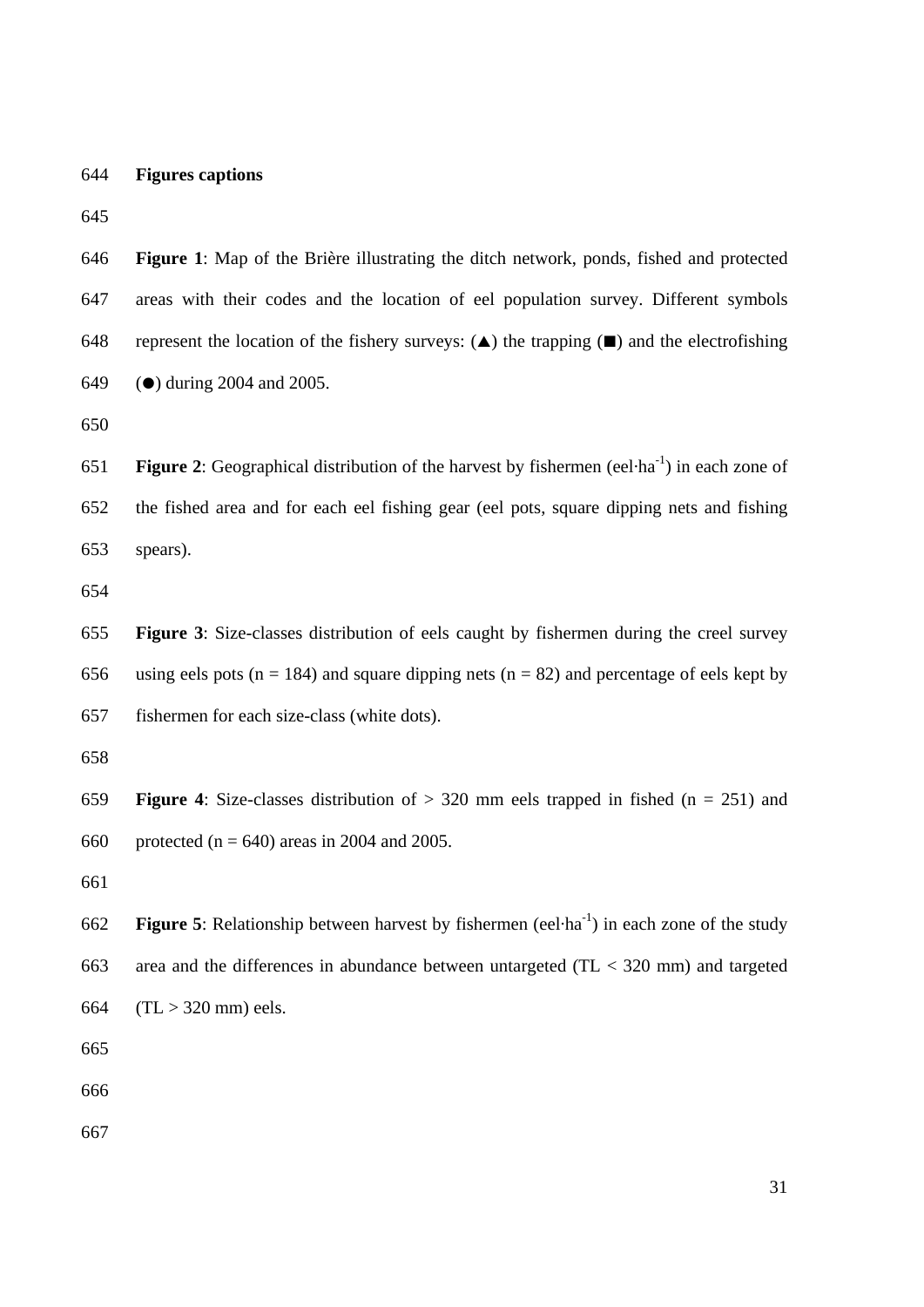**Figures captions**

**Figure 1**: Map of the Brière illustrating the ditch network, ponds, fished and protected areas with their codes and the location of eel population survey. Different symbols represent the location of the fishery surveys: (▲) the trapping (■) and the electrofishing (●) during 2004 and 2005.

**Figure 2**: Geographical distribution of the harvest by fishermen (eel·ha$^{-1}$) in each zone of the fished area and for each eel fishing gear (eel pots, square dipping nets and fishing spears).

**Figure 3**: Size-classes distribution of eels caught by fishermen during the creel survey using eels pots ($n = 184$) and square dipping nets ($n = 82$) and percentage of eels kept by fishermen for each size-class (white dots).

**Figure 4**: Size-classes distribution of > 320 mm eels trapped in fished ($n = 251$) and protected ($n = 640$) areas in 2004 and 2005.

**Figure 5**: Relationship between harvest by fishermen (eel·ha$^{-1}$) in each zone of the study area and the differences in abundance between untargeted (TL < 320 mm) and targeted (TL > 320 mm) eels.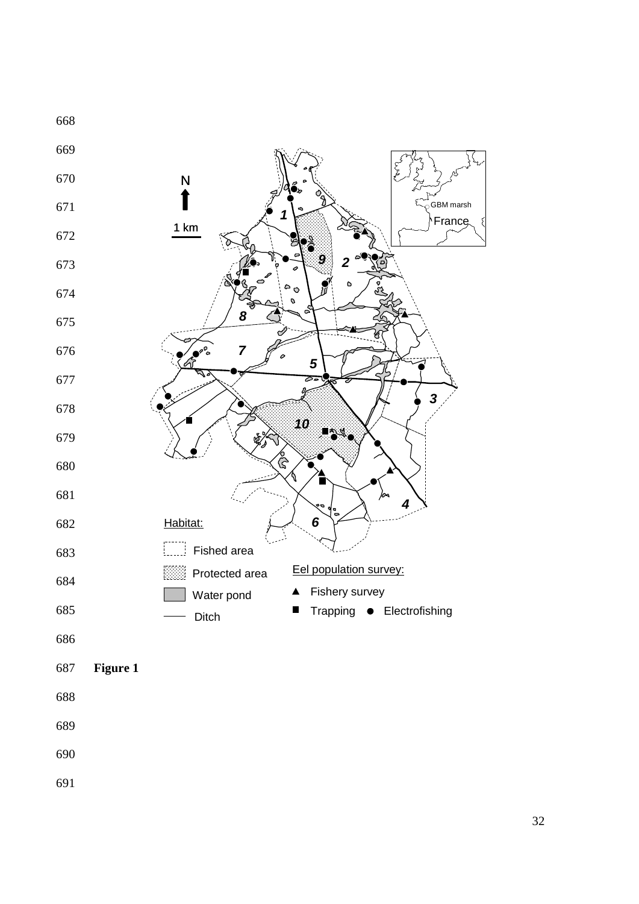Figure 1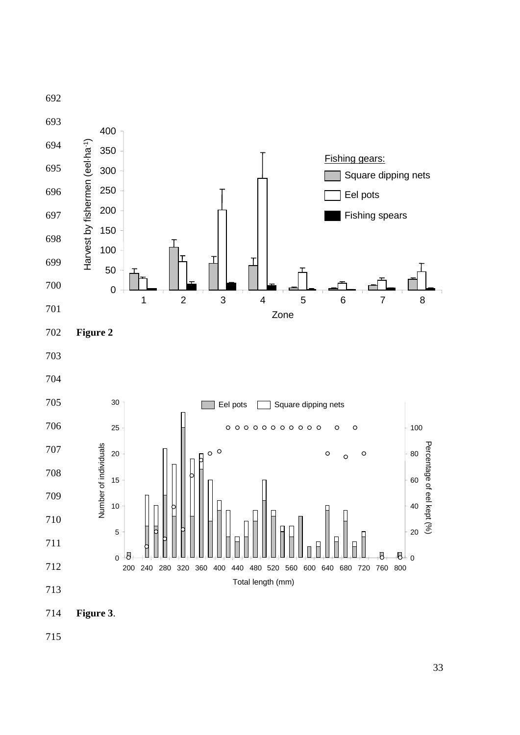**Figure 2**

**Figure 3**.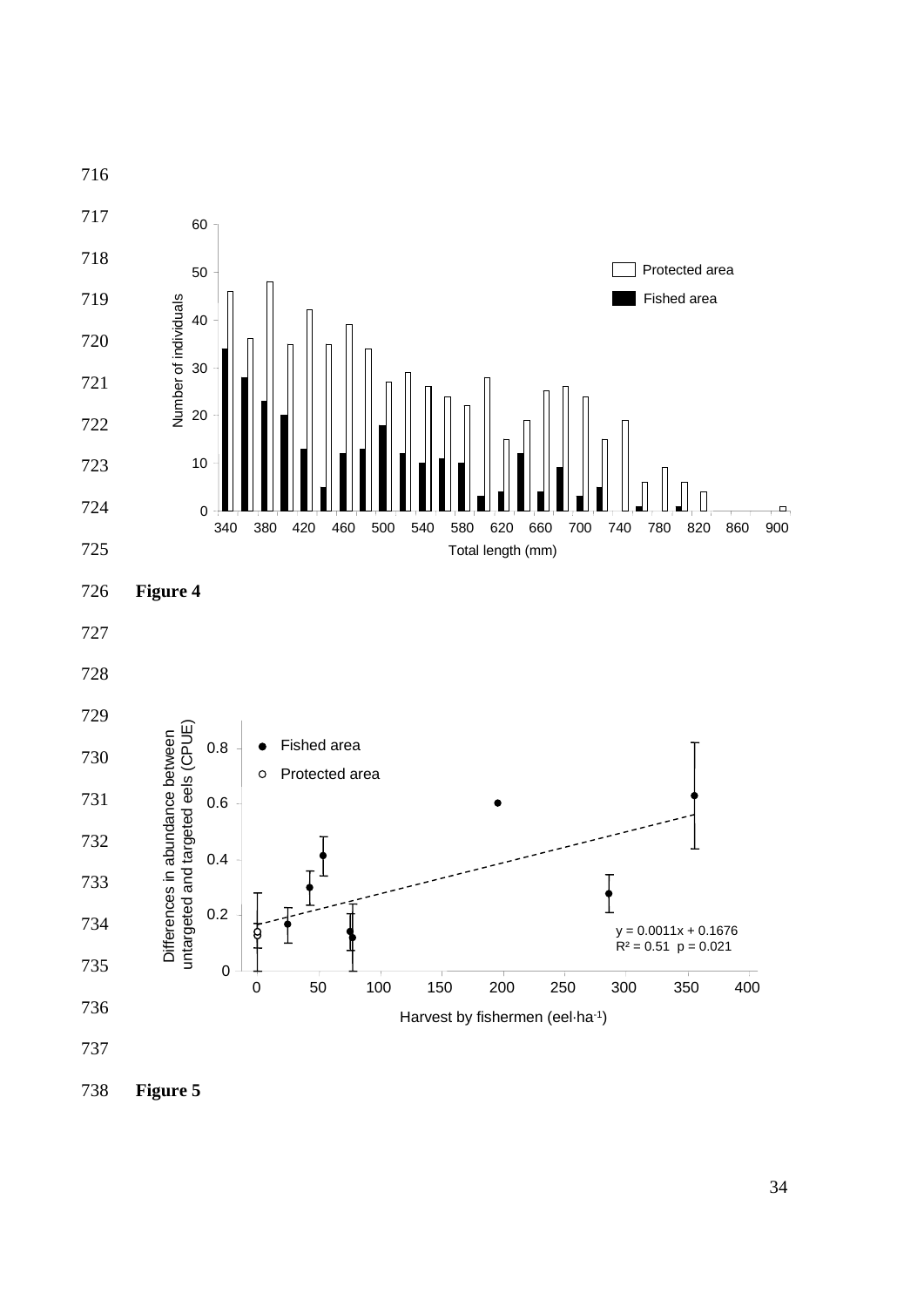60
50
40
30
20
10
0

Number of individuals

Protected area
Fished area

340 380 420 460 500 540 580 620 660 700 740 780 820 860 900

Total length (mm)

**Figure 4**

Differences in abundance between untargeted and targeted eels (CPUE)

0.8
0.6
0.4
0.2
0

Fished area
Protected area

y = 0.0011x + 0.1676
$R^2$ = 0.51 p = 0.021

0 50 100 150 200 250 300 350 400

Harvest by fishermen (eel·ha$^{-1}$)

**Figure 5**